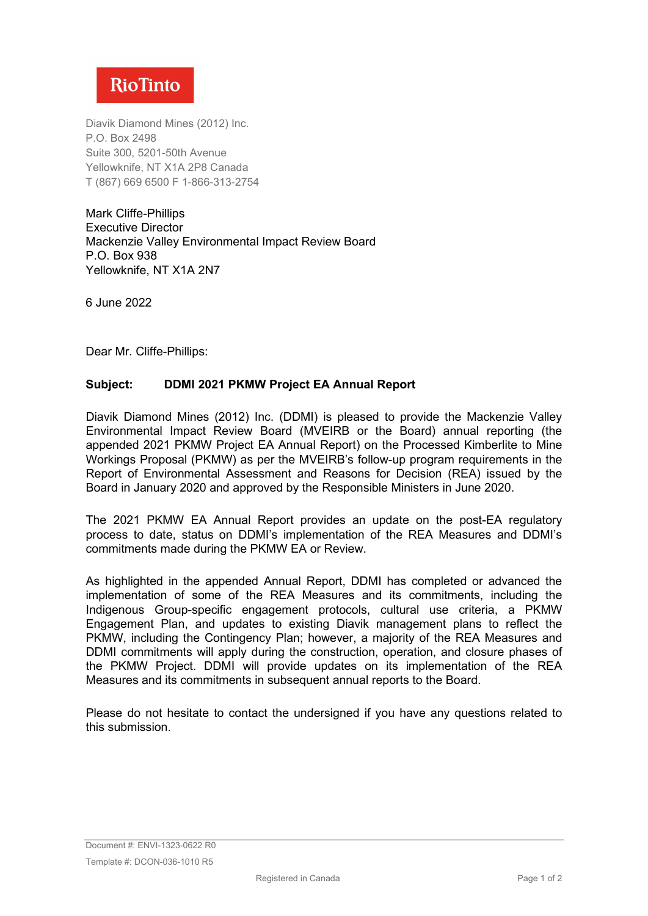Rio Tinto

Diavik Diamond Mines (2012) Inc.
P.O. Box 2498
Suite 300, 5201-50th Avenue
Yellowknife, NT X1A 2P8 Canada
T (867) 669 6500 F 1-866-313-2754

Mark Cliffe-Phillips
Executive Director
Mackenzie Valley Environmental Impact Review Board
P.O. Box 938
Yellowknife, NT X1A 2N7

6 June 2022

Dear Mr. Cliffe-Phillips:

**Subject: DDMI 2021 PKMW Project EA Annual Report**

Diavik Diamond Mines (2012) Inc. (DDMI) is pleased to provide the Mackenzie Valley Environmental Impact Review Board (MVEIRB or the Board) annual reporting (the appended 2021 PKMW Project EA Annual Report) on the Processed Kimberlite to Mine Workings Proposal (PKMW) as per the MVEIRB's follow-up program requirements in the Report of Environmental Assessment and Reasons for Decision (REA) issued by the Board in January 2020 and approved by the Responsible Ministers in June 2020.

The 2021 PKMW EA Annual Report provides an update on the post-EA regulatory process to date, status on DDMI's implementation of the REA Measures and DDMI's commitments made during the PKMW EA or Review.

As highlighted in the appended Annual Report, DDMI has completed or advanced the implementation of some of the REA Measures and its commitments, including the Indigenous Group-specific engagement protocols, cultural use criteria, a PKMW Engagement Plan, and updates to existing Diavik management plans to reflect the PKMW, including the Contingency Plan; however, a majority of the REA Measures and DDMI commitments will apply during the construction, operation, and closure phases of the PKMW Project. DDMI will provide updates on its implementation of the REA Measures and its commitments in subsequent annual reports to the Board.

Please do not hesitate to contact the undersigned if you have any questions related to this submission.

Document #: ENVI-1323-0622 R0

Template #: DCON-036-1010 R5

Registered in Canada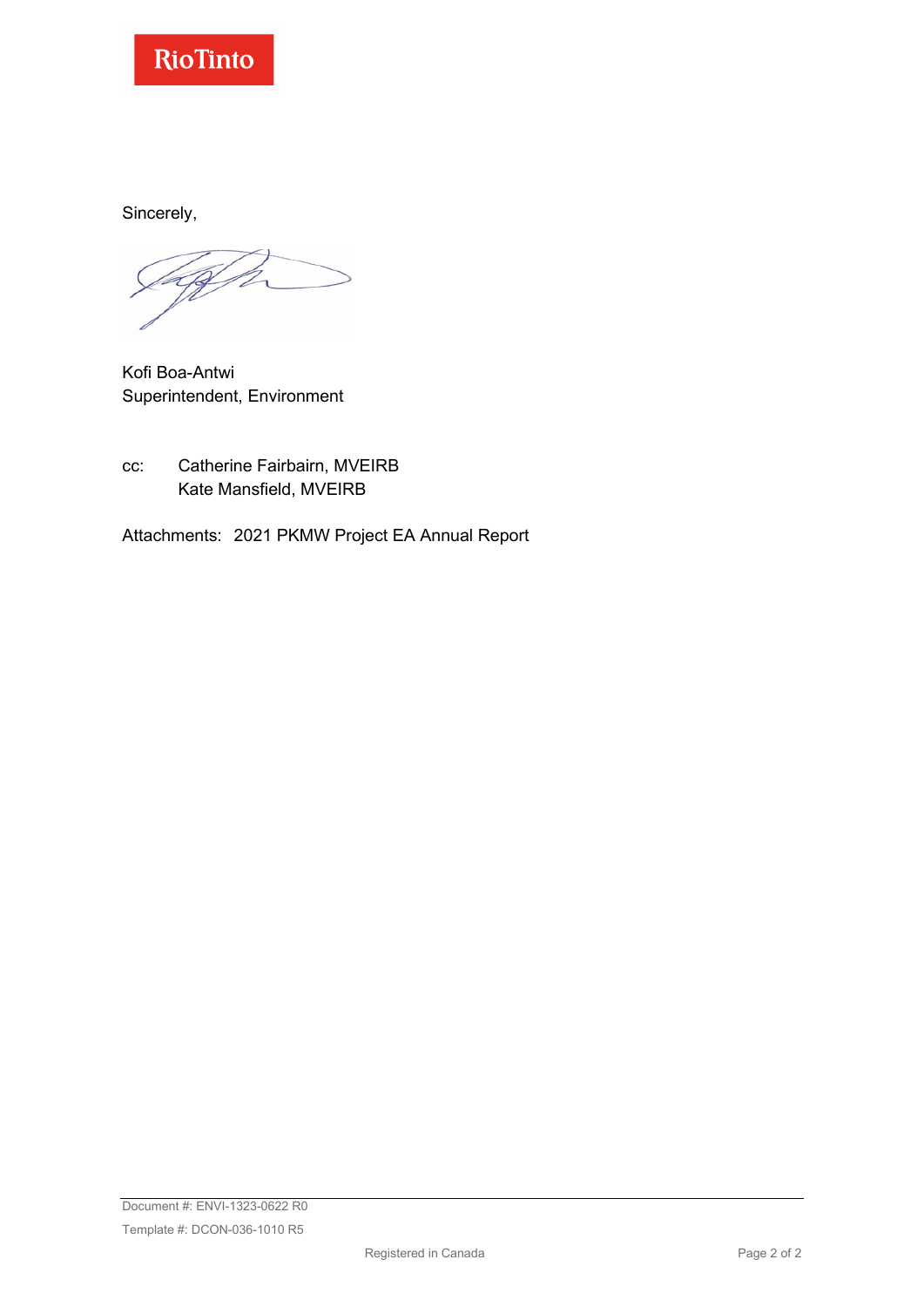Sincerely,

Kofi Boa-Antwi
Superintendent, Environment

cc: Catherine Fairbairn, MVEIRB
Kate Mansfield, MVEIRB

Attachments: 2021 PKMW Project EA Annual Report

Document #: ENVI-1323-0622 R0
Template #: DCON-036-1010 R5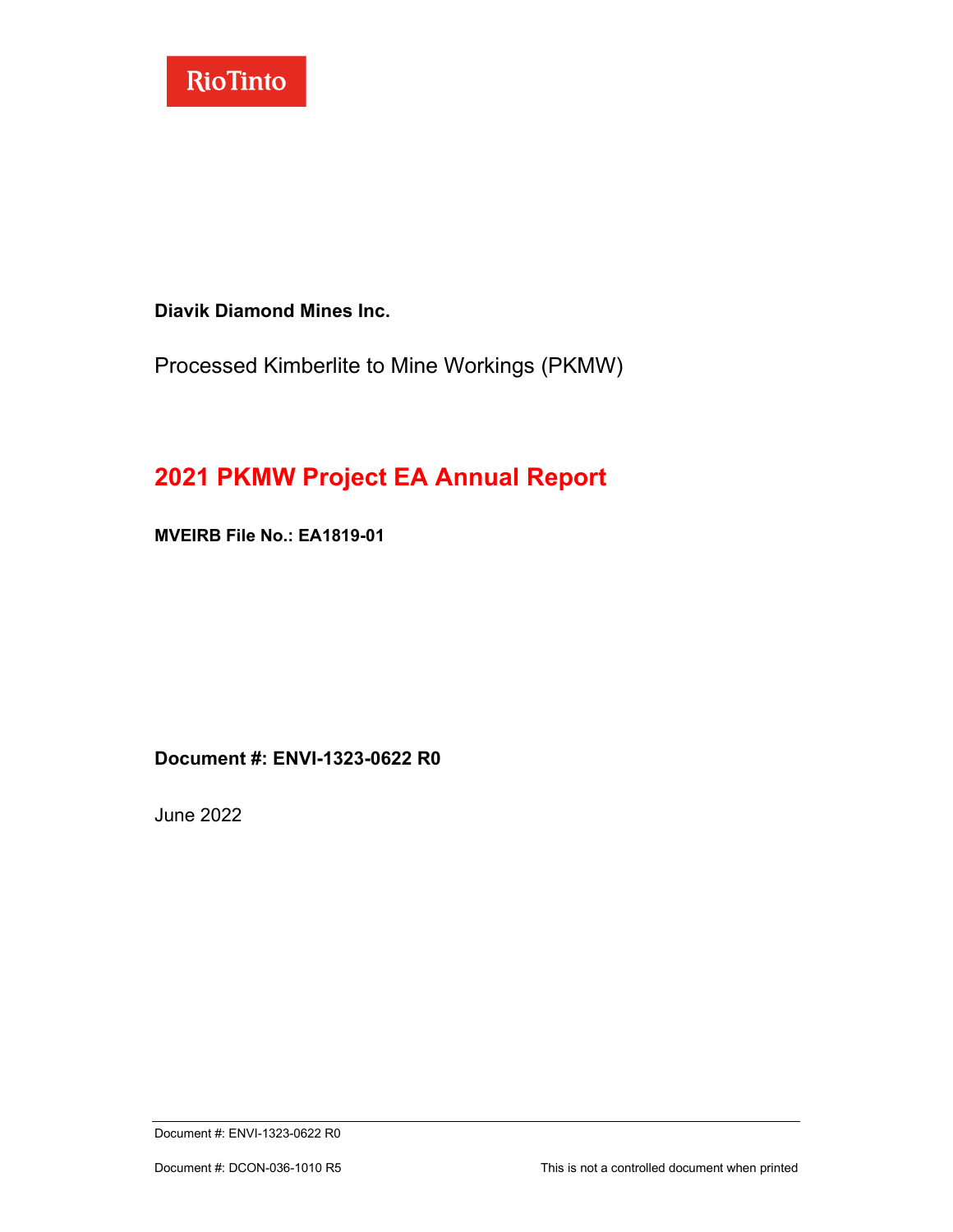Rio Tinto

**Diavik Diamond Mines Inc.**

Processed Kimberlite to Mine Workings (PKMW)

# 2021 PKMW Project EA Annual Report

**MVEIRB File No.: EA1819-01**

**Document #: ENVI-1323-0622 R0**

June 2022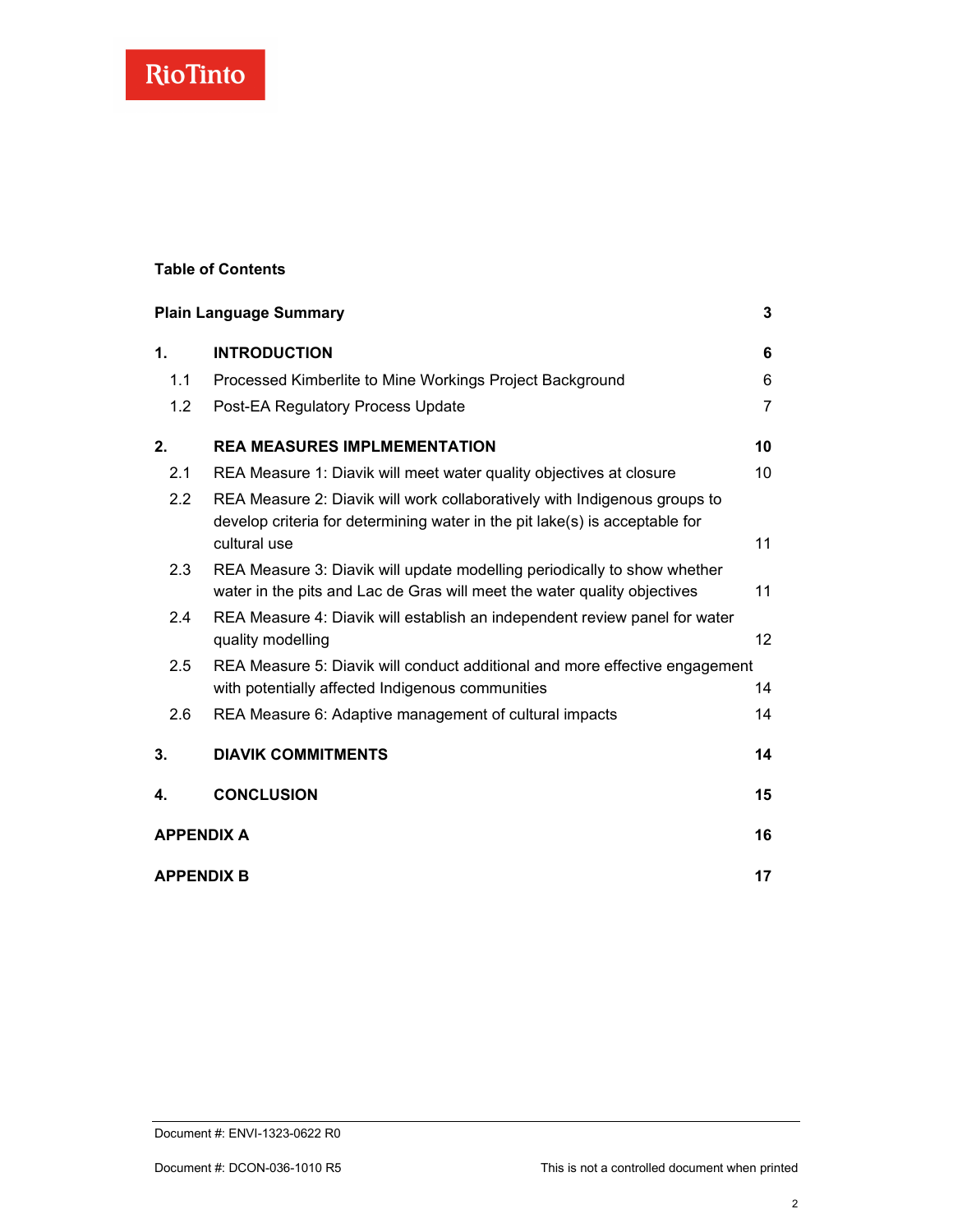**Table of Contents**

| | | |
|---|---|---|
| **Plain Language Summary** | | **3** |
| **1.** | **INTRODUCTION** | **6** |
| 1.1 | Processed Kimberlite to Mine Workings Project Background | 6 |
| 1.2 | Post-EA Regulatory Process Update | 7 |
| **2.** | **REA MEASURES IMPLMEMENTATION** | **10** |
| 2.1 | REA Measure 1: Diavik will meet water quality objectives at closure | 10 |
| 2.2 | REA Measure 2: Diavik will work collaboratively with Indigenous groups to develop criteria for determining water in the pit lake(s) is acceptable for cultural use | 11 |
| 2.3 | REA Measure 3: Diavik will update modelling periodically to show whether water in the pits and Lac de Gras will meet the water quality objectives | 11 |
| 2.4 | REA Measure 4: Diavik will establish an independent review panel for water quality modelling | 12 |
| 2.5 | REA Measure 5: Diavik will conduct additional and more effective engagement with potentially affected Indigenous communities | 14 |
| 2.6 | REA Measure 6: Adaptive management of cultural impacts | 14 |
| **3.** | **DIAVIK COMMITMENTS** | **14** |
| **4.** | **CONCLUSION** | **15** |
| **APPENDIX A** | | **16** |
| **APPENDIX B** | | **17** |

Document #: ENVI-1323-0622 R0

Document #: DCON-036-1010 R5 This is not a controlled document when printed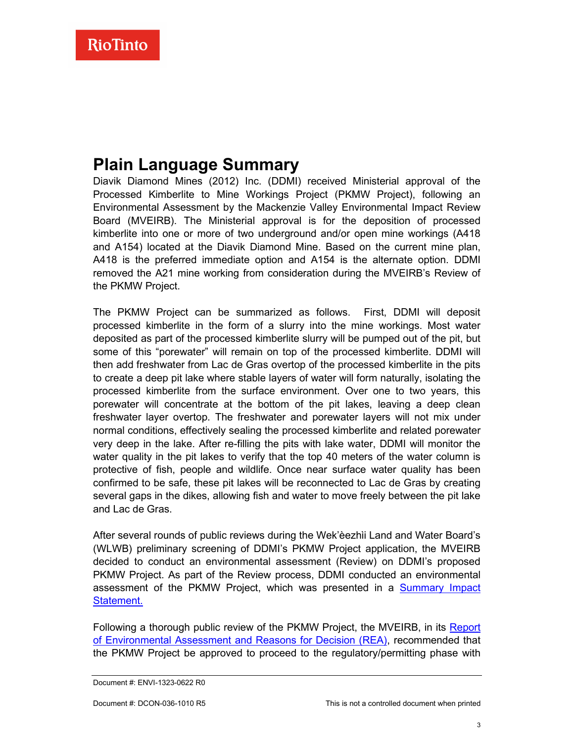# Plain Language Summary

Diavik Diamond Mines (2012) Inc. (DDMI) received Ministerial approval of the Processed Kimberlite to Mine Workings Project (PKMW Project), following an Environmental Assessment by the Mackenzie Valley Environmental Impact Review Board (MVEIRB). The Ministerial approval is for the deposition of processed kimberlite into one or more of two underground and/or open mine workings (A418 and A154) located at the Diavik Diamond Mine. Based on the current mine plan, A418 is the preferred immediate option and A154 is the alternate option. DDMI removed the A21 mine working from consideration during the MVEIRB's Review of the PKMW Project.

The PKMW Project can be summarized as follows. First, DDMI will deposit processed kimberlite in the form of a slurry into the mine workings. Most water deposited as part of the processed kimberlite slurry will be pumped out of the pit, but some of this "porewater" will remain on top of the processed kimberlite. DDMI will then add freshwater from Lac de Gras overtop of the processed kimberlite in the pits to create a deep pit lake where stable layers of water will form naturally, isolating the processed kimberlite from the surface environment. Over one to two years, this porewater will concentrate at the bottom of the pit lakes, leaving a deep clean freshwater layer overtop. The freshwater and porewater layers will not mix under normal conditions, effectively sealing the processed kimberlite and related porewater very deep in the lake. After re-filling the pits with lake water, DDMI will monitor the water quality in the pit lakes to verify that the top 40 meters of the water column is protective of fish, people and wildlife. Once near surface water quality has been confirmed to be safe, these pit lakes will be reconnected to Lac de Gras by creating several gaps in the dikes, allowing fish and water to move freely between the pit lake and Lac de Gras.

After several rounds of public reviews during the Wek'èezhìi Land and Water Board's (WLWB) preliminary screening of DDMI's PKMW Project application, the MVEIRB decided to conduct an environmental assessment (Review) on DDMI's proposed PKMW Project. As part of the Review process, DDMI conducted an environmental assessment of the PKMW Project, which was presented in a Summary Impact Statement.

Following a thorough public review of the PKMW Project, the MVEIRB, in its Report of Environmental Assessment and Reasons for Decision (REA), recommended that the PKMW Project be approved to proceed to the regulatory/permitting phase with

Document #: ENVI-1323-0622 R0

Document #: DCON-036-1010 R5 This is not a controlled document when printed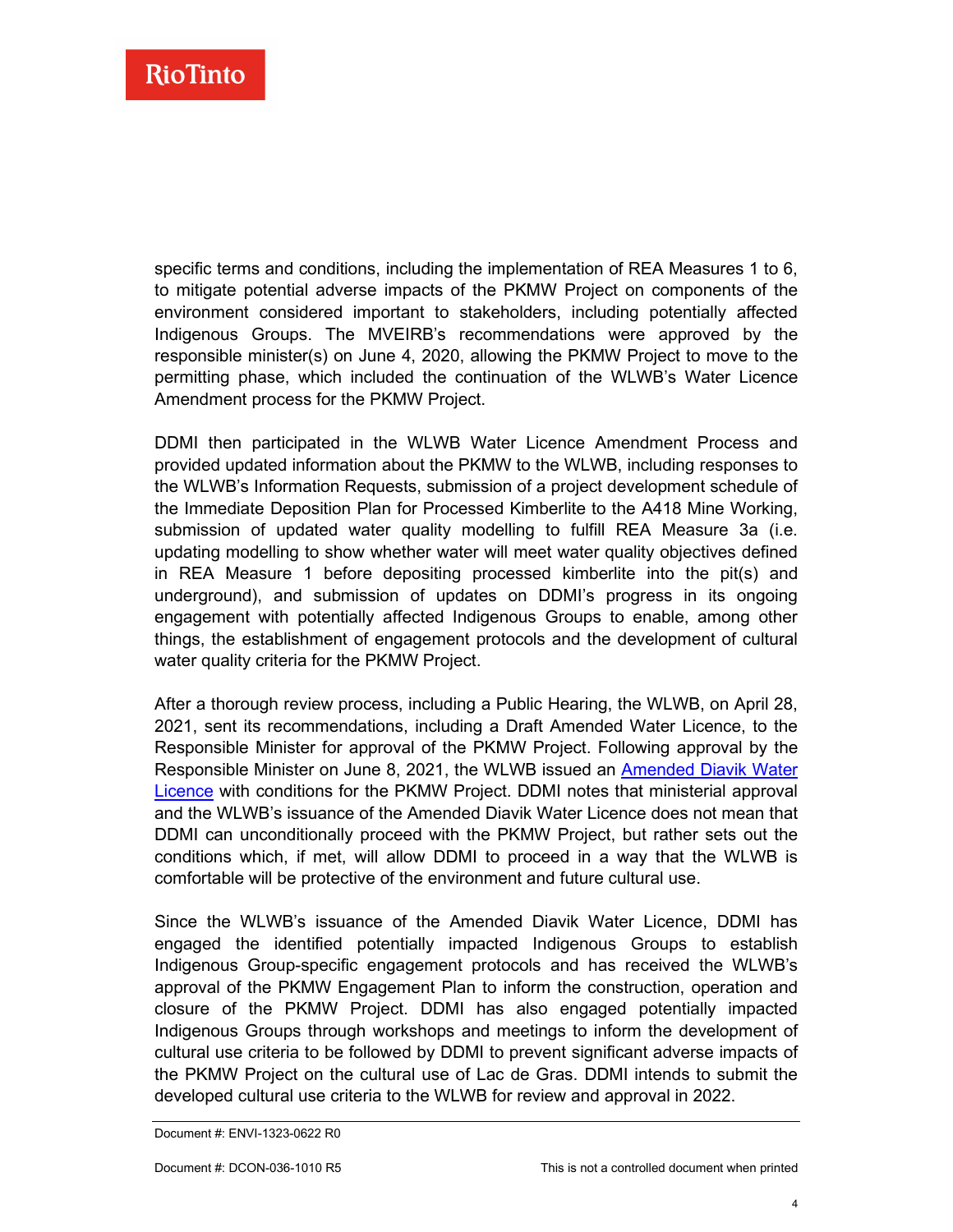specific terms and conditions, including the implementation of REA Measures 1 to 6, to mitigate potential adverse impacts of the PKMW Project on components of the environment considered important to stakeholders, including potentially affected Indigenous Groups. The MVEIRB's recommendations were approved by the responsible minister(s) on June 4, 2020, allowing the PKMW Project to move to the permitting phase, which included the continuation of the WLWB's Water Licence Amendment process for the PKMW Project.

DDMI then participated in the WLWB Water Licence Amendment Process and provided updated information about the PKMW to the WLWB, including responses to the WLWB's Information Requests, submission of a project development schedule of the Immediate Deposition Plan for Processed Kimberlite to the A418 Mine Working, submission of updated water quality modelling to fulfill REA Measure 3a (i.e. updating modelling to show whether water will meet water quality objectives defined in REA Measure 1 before depositing processed kimberlite into the pit(s) and underground), and submission of updates on DDMI's progress in its ongoing engagement with potentially affected Indigenous Groups to enable, among other things, the establishment of engagement protocols and the development of cultural water quality criteria for the PKMW Project.

After a thorough review process, including a Public Hearing, the WLWB, on April 28, 2021, sent its recommendations, including a Draft Amended Water Licence, to the Responsible Minister for approval of the PKMW Project. Following approval by the Responsible Minister on June 8, 2021, the WLWB issued an Amended Diavik Water Licence with conditions for the PKMW Project. DDMI notes that ministerial approval and the WLWB's issuance of the Amended Diavik Water Licence does not mean that DDMI can unconditionally proceed with the PKMW Project, but rather sets out the conditions which, if met, will allow DDMI to proceed in a way that the WLWB is comfortable will be protective of the environment and future cultural use.

Since the WLWB's issuance of the Amended Diavik Water Licence, DDMI has engaged the identified potentially impacted Indigenous Groups to establish Indigenous Group-specific engagement protocols and has received the WLWB's approval of the PKMW Engagement Plan to inform the construction, operation and closure of the PKMW Project. DDMI has also engaged potentially impacted Indigenous Groups through workshops and meetings to inform the development of cultural use criteria to be followed by DDMI to prevent significant adverse impacts of the PKMW Project on the cultural use of Lac de Gras. DDMI intends to submit the developed cultural use criteria to the WLWB for review and approval in 2022.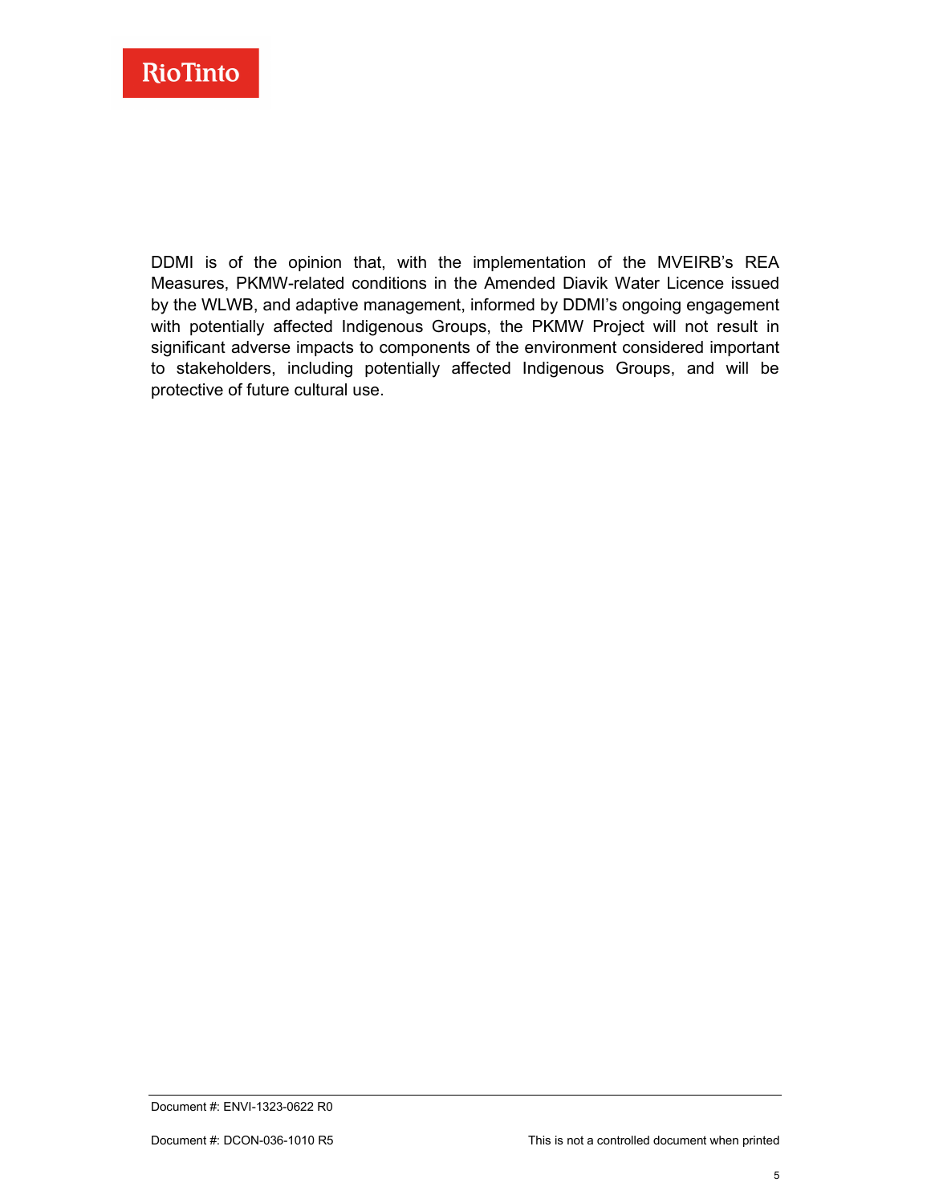DDMI is of the opinion that, with the implementation of the MVEIRB's REA Measures, PKMW-related conditions in the Amended Diavik Water Licence issued by the WLWB, and adaptive management, informed by DDMI's ongoing engagement with potentially affected Indigenous Groups, the PKMW Project will not result in significant adverse impacts to components of the environment considered important to stakeholders, including potentially affected Indigenous Groups, and will be protective of future cultural use.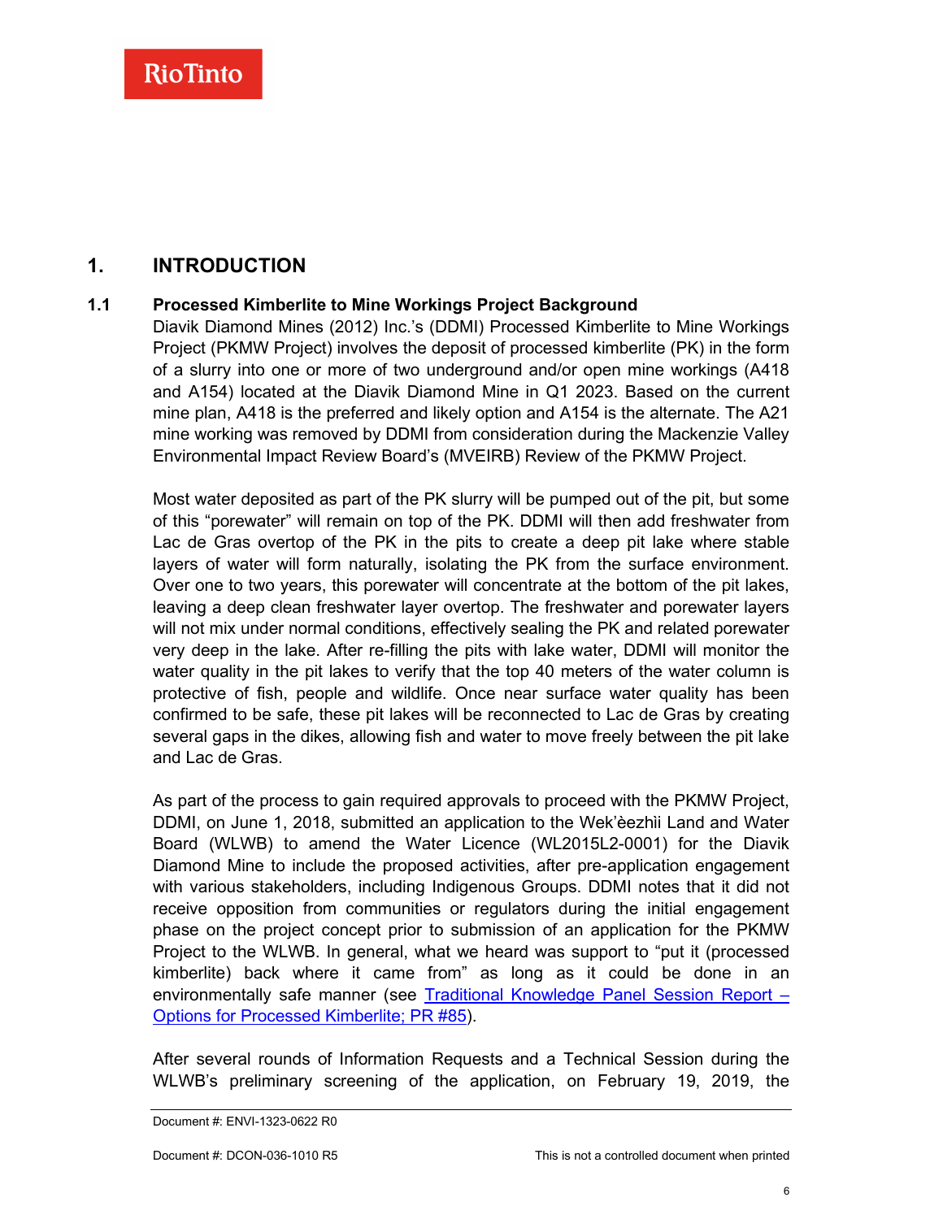# 1. INTRODUCTION

## 1.1 Processed Kimberlite to Mine Workings Project Background

Diavik Diamond Mines (2012) Inc.'s (DDMI) Processed Kimberlite to Mine Workings Project (PKMW Project) involves the deposit of processed kimberlite (PK) in the form of a slurry into one or more of two underground and/or open mine workings (A418 and A154) located at the Diavik Diamond Mine in Q1 2023. Based on the current mine plan, A418 is the preferred and likely option and A154 is the alternate. The A21 mine working was removed by DDMI from consideration during the Mackenzie Valley Environmental Impact Review Board's (MVEIRB) Review of the PKMW Project.

Most water deposited as part of the PK slurry will be pumped out of the pit, but some of this "porewater" will remain on top of the PK. DDMI will then add freshwater from Lac de Gras overtop of the PK in the pits to create a deep pit lake where stable layers of water will form naturally, isolating the PK from the surface environment. Over one to two years, this porewater will concentrate at the bottom of the pit lakes, leaving a deep clean freshwater layer overtop. The freshwater and porewater layers will not mix under normal conditions, effectively sealing the PK and related porewater very deep in the lake. After re-filling the pits with lake water, DDMI will monitor the water quality in the pit lakes to verify that the top 40 meters of the water column is protective of fish, people and wildlife. Once near surface water quality has been confirmed to be safe, these pit lakes will be reconnected to Lac de Gras by creating several gaps in the dikes, allowing fish and water to move freely between the pit lake and Lac de Gras.

As part of the process to gain required approvals to proceed with the PKMW Project, DDMI, on June 1, 2018, submitted an application to the Wek'èezhìi Land and Water Board (WLWB) to amend the Water Licence (WL2015L2-0001) for the Diavik Diamond Mine to include the proposed activities, after pre-application engagement with various stakeholders, including Indigenous Groups. DDMI notes that it did not receive opposition from communities or regulators during the initial engagement phase on the project concept prior to submission of an application for the PKMW Project to the WLWB. In general, what we heard was support to "put it (processed kimberlite) back where it came from" as long as it could be done in an environmentally safe manner (see Traditional Knowledge Panel Session Report – Options for Processed Kimberlite; PR #85).

After several rounds of Information Requests and a Technical Session during the WLWB's preliminary screening of the application, on February 19, 2019, the

Document #: ENVI-1323-0622 R0

Document #: DCON-036-1010 R5 This is not a controlled document when printed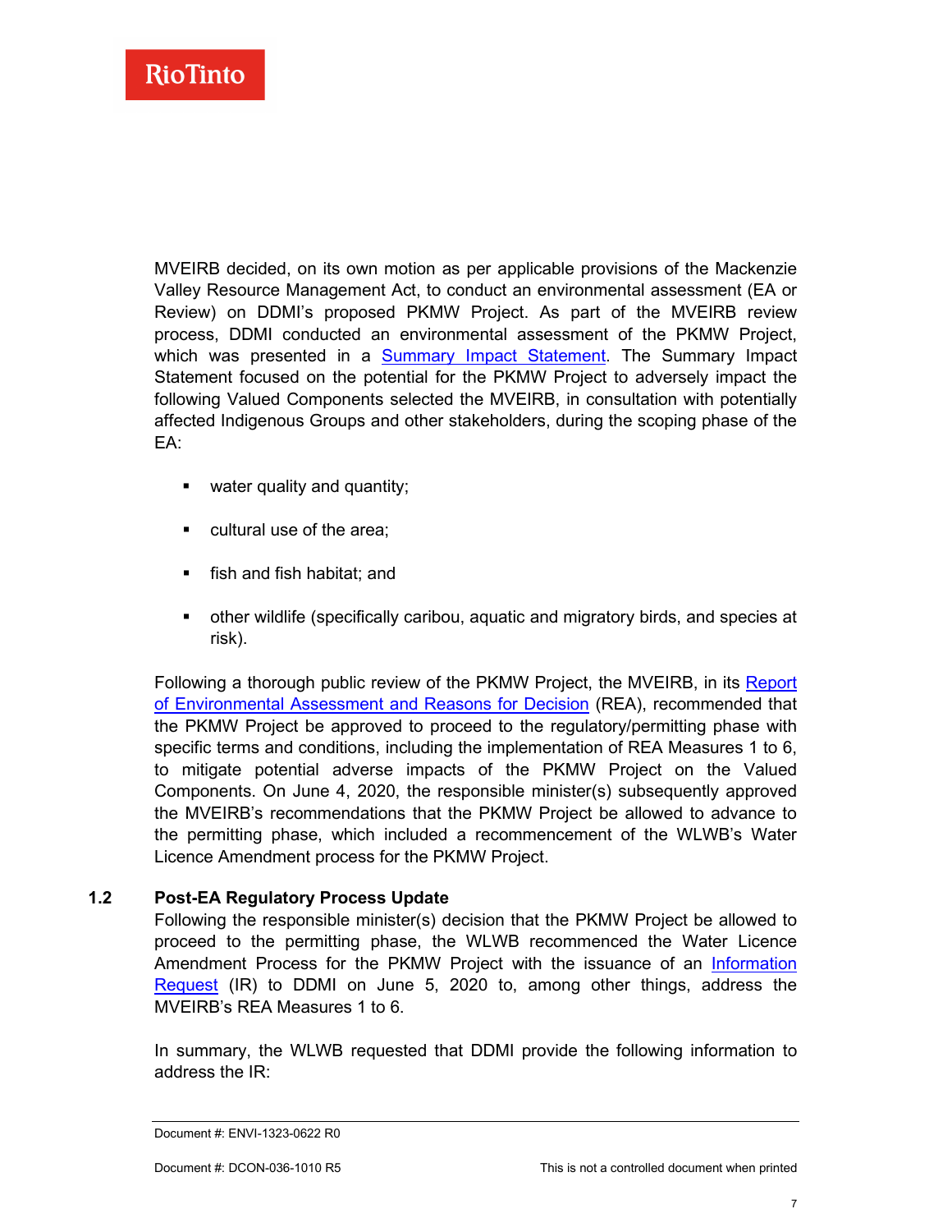MVEIRB decided, on its own motion as per applicable provisions of the Mackenzie Valley Resource Management Act, to conduct an environmental assessment (EA or Review) on DDMI's proposed PKMW Project. As part of the MVEIRB review process, DDMI conducted an environmental assessment of the PKMW Project, which was presented in a Summary Impact Statement. The Summary Impact Statement focused on the potential for the PKMW Project to adversely impact the following Valued Components selected the MVEIRB, in consultation with potentially affected Indigenous Groups and other stakeholders, during the scoping phase of the EA:

- water quality and quantity;
- cultural use of the area;
- fish and fish habitat; and
- other wildlife (specifically caribou, aquatic and migratory birds, and species at risk).

Following a thorough public review of the PKMW Project, the MVEIRB, in its Report of Environmental Assessment and Reasons for Decision (REA), recommended that the PKMW Project be approved to proceed to the regulatory/permitting phase with specific terms and conditions, including the implementation of REA Measures 1 to 6, to mitigate potential adverse impacts of the PKMW Project on the Valued Components. On June 4, 2020, the responsible minister(s) subsequently approved the MVEIRB's recommendations that the PKMW Project be allowed to advance to the permitting phase, which included a recommencement of the WLWB's Water Licence Amendment process for the PKMW Project.

## 1.2 Post-EA Regulatory Process Update

Following the responsible minister(s) decision that the PKMW Project be allowed to proceed to the permitting phase, the WLWB recommenced the Water Licence Amendment Process for the PKMW Project with the issuance of an Information Request (IR) to DDMI on June 5, 2020 to, among other things, address the MVEIRB's REA Measures 1 to 6.

In summary, the WLWB requested that DDMI provide the following information to address the IR: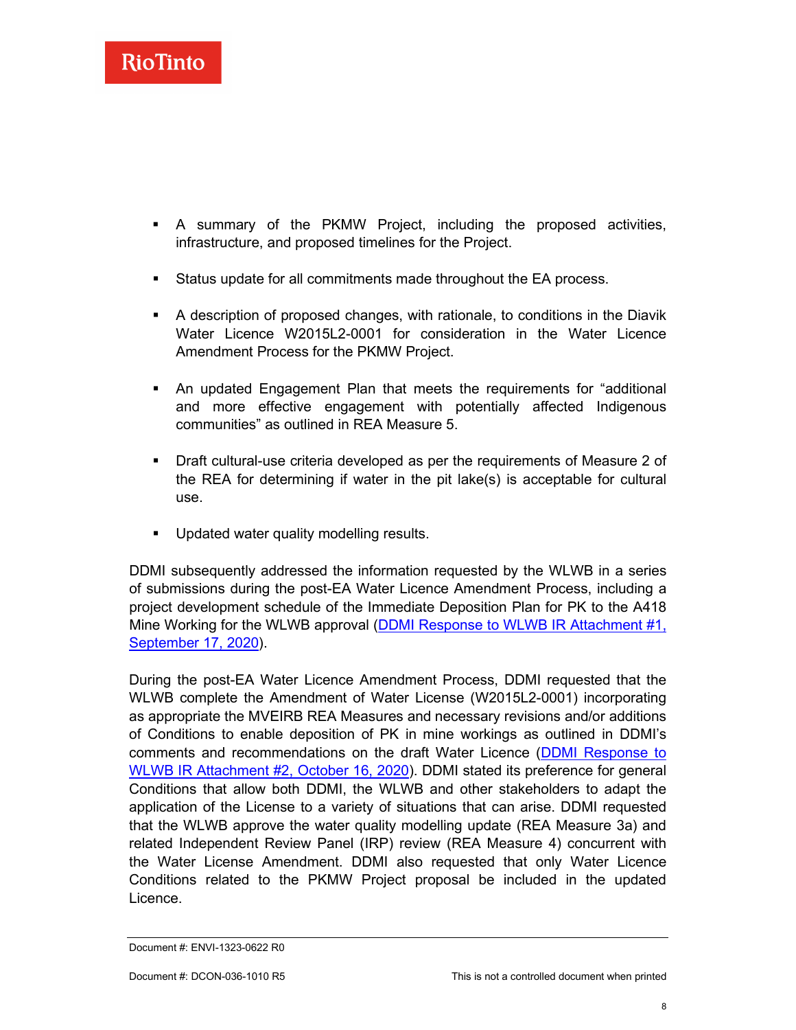- A summary of the PKMW Project, including the proposed activities, infrastructure, and proposed timelines for the Project.
- Status update for all commitments made throughout the EA process.
- A description of proposed changes, with rationale, to conditions in the Diavik Water Licence W2015L2-0001 for consideration in the Water Licence Amendment Process for the PKMW Project.
- An updated Engagement Plan that meets the requirements for "additional and more effective engagement with potentially affected Indigenous communities" as outlined in REA Measure 5.
- Draft cultural-use criteria developed as per the requirements of Measure 2 of the REA for determining if water in the pit lake(s) is acceptable for cultural use.
- Updated water quality modelling results.

DDMI subsequently addressed the information requested by the WLWB in a series of submissions during the post-EA Water Licence Amendment Process, including a project development schedule of the Immediate Deposition Plan for PK to the A418 Mine Working for the WLWB approval ([DDMI Response to WLWB IR Attachment #1, September 17, 2020]).

During the post-EA Water Licence Amendment Process, DDMI requested that the WLWB complete the Amendment of Water License (W2015L2-0001) incorporating as appropriate the MVEIRB REA Measures and necessary revisions and/or additions of Conditions to enable deposition of PK in mine workings as outlined in DDMI's comments and recommendations on the draft Water Licence ([DDMI Response to WLWB IR Attachment #2, October 16, 2020]). DDMI stated its preference for general Conditions that allow both DDMI, the WLWB and other stakeholders to adapt the application of the License to a variety of situations that can arise. DDMI requested that the WLWB approve the water quality modelling update (REA Measure 3a) and related Independent Review Panel (IRP) review (REA Measure 4) concurrent with the Water License Amendment. DDMI also requested that only Water Licence Conditions related to the PKMW Project proposal be included in the updated Licence.

Document #: ENVI-1323-0622 R0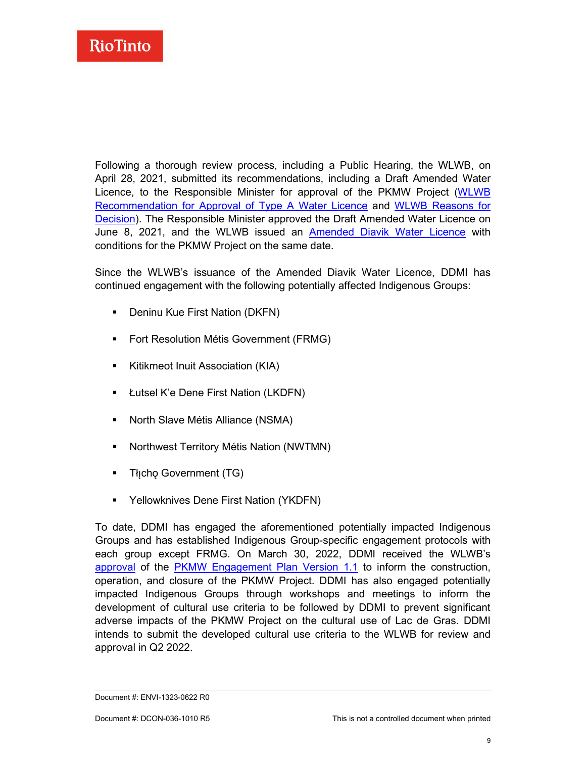Following a thorough review process, including a Public Hearing, the WLWB, on April 28, 2021, submitted its recommendations, including a Draft Amended Water Licence, to the Responsible Minister for approval of the PKMW Project (WLWB Recommendation for Approval of Type A Water Licence and WLWB Reasons for Decision). The Responsible Minister approved the Draft Amended Water Licence on June 8, 2021, and the WLWB issued an Amended Diavik Water Licence with conditions for the PKMW Project on the same date.

Since the WLWB's issuance of the Amended Diavik Water Licence, DDMI has continued engagement with the following potentially affected Indigenous Groups:

- Deninu Kue First Nation (DKFN)
- Fort Resolution Métis Government (FRMG)
- Kitikmeot Inuit Association (KIA)
- Łutsel K'e Dene First Nation (LKDFN)
- North Slave Métis Alliance (NSMA)
- Northwest Territory Métis Nation (NWTMN)
- Tłı̨chǫ Government (TG)
- Yellowknives Dene First Nation (YKDFN)

To date, DDMI has engaged the aforementioned potentially impacted Indigenous Groups and has established Indigenous Group-specific engagement protocols with each group except FRMG. On March 30, 2022, DDMI received the WLWB's approval of the PKMW Engagement Plan Version 1.1 to inform the construction, operation, and closure of the PKMW Project. DDMI has also engaged potentially impacted Indigenous Groups through workshops and meetings to inform the development of cultural use criteria to be followed by DDMI to prevent significant adverse impacts of the PKMW Project on the cultural use of Lac de Gras. DDMI intends to submit the developed cultural use criteria to the WLWB for review and approval in Q2 2022.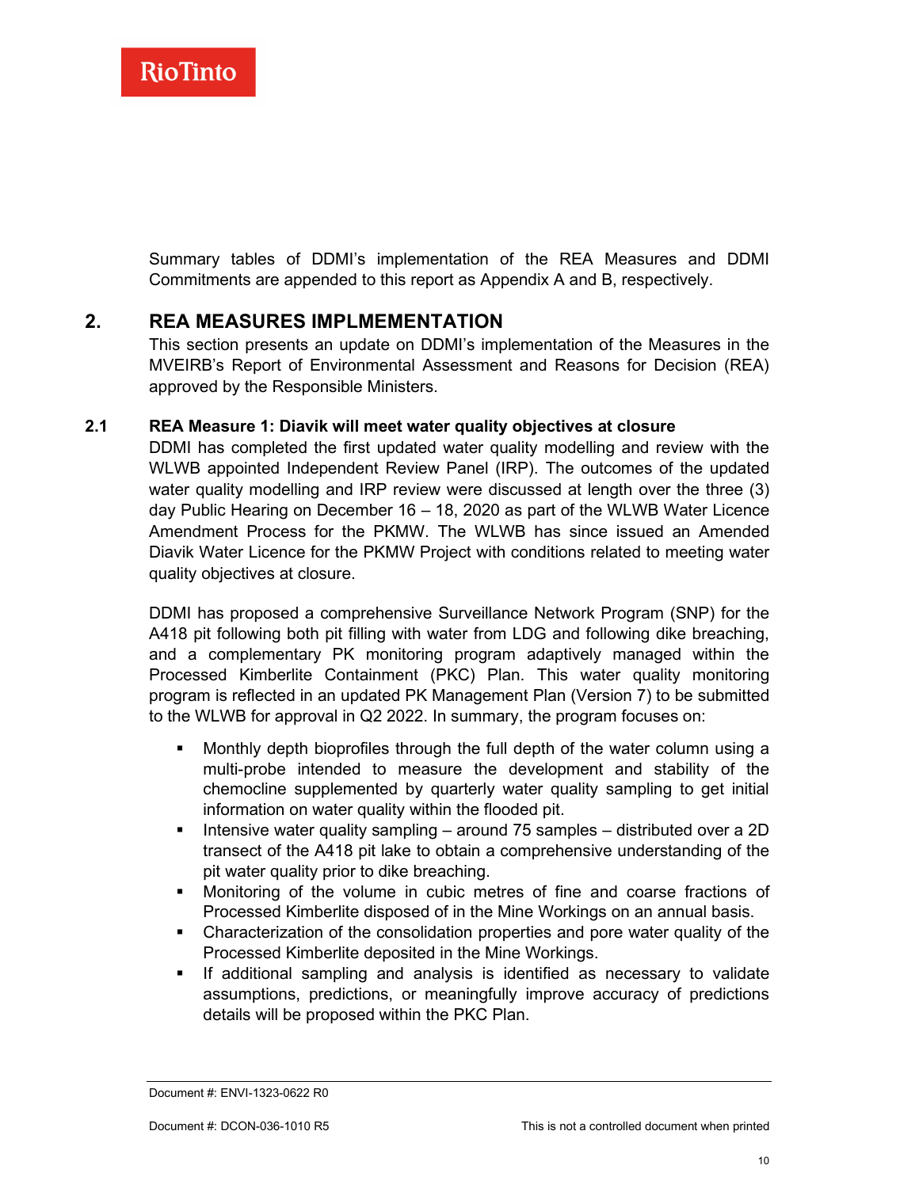Summary tables of DDMI's implementation of the REA Measures and DDMI Commitments are appended to this report as Appendix A and B, respectively.

## 2. REA MEASURES IMPLMEMENTATION

This section presents an update on DDMI's implementation of the Measures in the MVEIRB's Report of Environmental Assessment and Reasons for Decision (REA) approved by the Responsible Ministers.

### 2.1 REA Measure 1: Diavik will meet water quality objectives at closure

DDMI has completed the first updated water quality modelling and review with the WLWB appointed Independent Review Panel (IRP). The outcomes of the updated water quality modelling and IRP review were discussed at length over the three (3) day Public Hearing on December 16 – 18, 2020 as part of the WLWB Water Licence Amendment Process for the PKMW. The WLWB has since issued an Amended Diavik Water Licence for the PKMW Project with conditions related to meeting water quality objectives at closure.

DDMI has proposed a comprehensive Surveillance Network Program (SNP) for the A418 pit following both pit filling with water from LDG and following dike breaching, and a complementary PK monitoring program adaptively managed within the Processed Kimberlite Containment (PKC) Plan. This water quality monitoring program is reflected in an updated PK Management Plan (Version 7) to be submitted to the WLWB for approval in Q2 2022. In summary, the program focuses on:

- Monthly depth bioprofiles through the full depth of the water column using a multi-probe intended to measure the development and stability of the chemocline supplemented by quarterly water quality sampling to get initial information on water quality within the flooded pit.
- Intensive water quality sampling – around 75 samples – distributed over a 2D transect of the A418 pit lake to obtain a comprehensive understanding of the pit water quality prior to dike breaching.
- Monitoring of the volume in cubic metres of fine and coarse fractions of Processed Kimberlite disposed of in the Mine Workings on an annual basis.
- Characterization of the consolidation properties and pore water quality of the Processed Kimberlite deposited in the Mine Workings.
- If additional sampling and analysis is identified as necessary to validate assumptions, predictions, or meaningfully improve accuracy of predictions details will be proposed within the PKC Plan.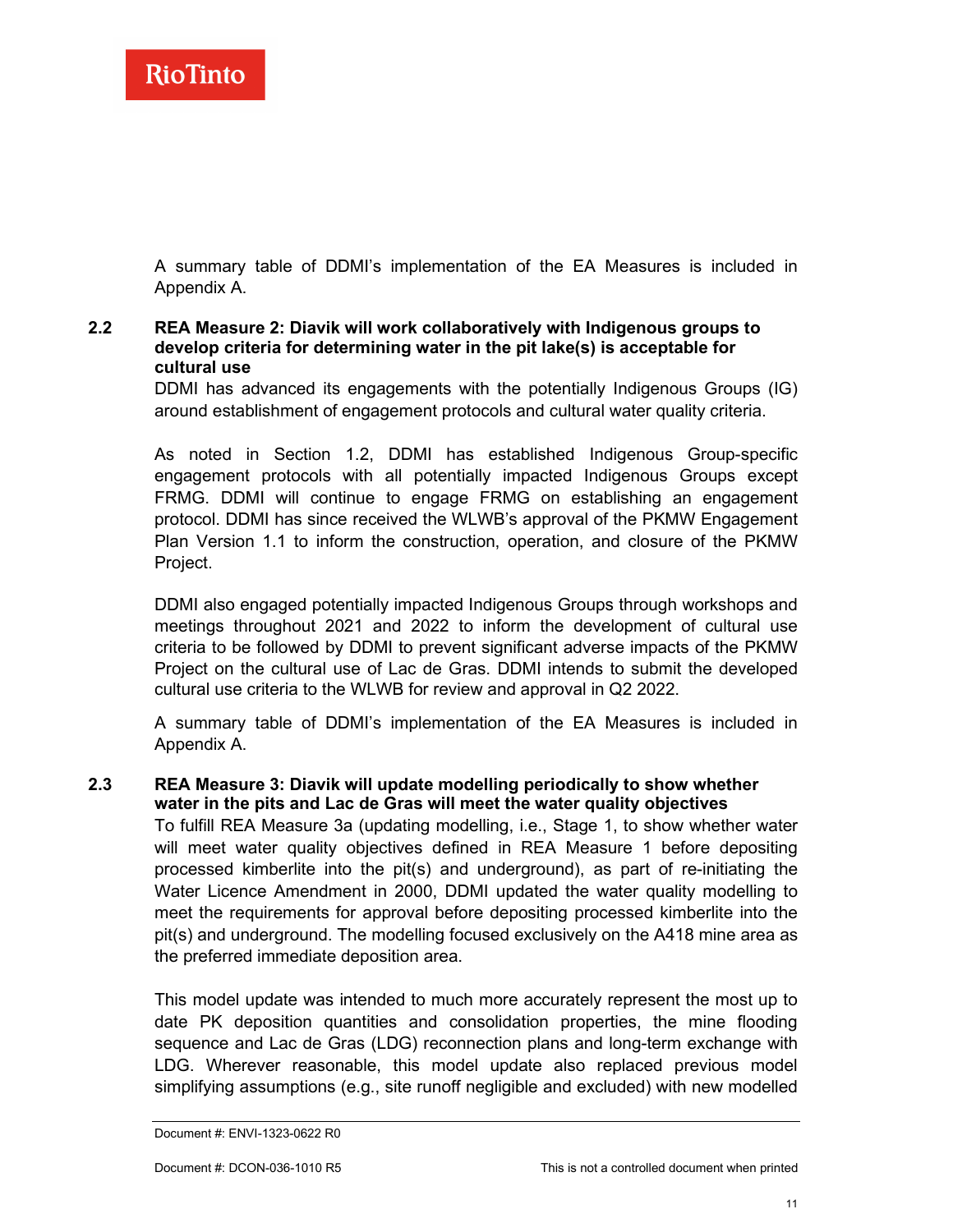A summary table of DDMI's implementation of the EA Measures is included in Appendix A.

## 2.2 REA Measure 2: Diavik will work collaboratively with Indigenous groups to develop criteria for determining water in the pit lake(s) is acceptable for cultural use

DDMI has advanced its engagements with the potentially Indigenous Groups (IG) around establishment of engagement protocols and cultural water quality criteria.

As noted in Section 1.2, DDMI has established Indigenous Group-specific engagement protocols with all potentially impacted Indigenous Groups except FRMG. DDMI will continue to engage FRMG on establishing an engagement protocol. DDMI has since received the WLWB's approval of the PKMW Engagement Plan Version 1.1 to inform the construction, operation, and closure of the PKMW Project.

DDMI also engaged potentially impacted Indigenous Groups through workshops and meetings throughout 2021 and 2022 to inform the development of cultural use criteria to be followed by DDMI to prevent significant adverse impacts of the PKMW Project on the cultural use of Lac de Gras. DDMI intends to submit the developed cultural use criteria to the WLWB for review and approval in Q2 2022.

A summary table of DDMI's implementation of the EA Measures is included in Appendix A.

## 2.3 REA Measure 3: Diavik will update modelling periodically to show whether water in the pits and Lac de Gras will meet the water quality objectives

To fulfill REA Measure 3a (updating modelling, i.e., Stage 1, to show whether water will meet water quality objectives defined in REA Measure 1 before depositing processed kimberlite into the pit(s) and underground), as part of re-initiating the Water Licence Amendment in 2000, DDMI updated the water quality modelling to meet the requirements for approval before depositing processed kimberlite into the pit(s) and underground. The modelling focused exclusively on the A418 mine area as the preferred immediate deposition area.

This model update was intended to much more accurately represent the most up to date PK deposition quantities and consolidation properties, the mine flooding sequence and Lac de Gras (LDG) reconnection plans and long-term exchange with LDG. Wherever reasonable, this model update also replaced previous model simplifying assumptions (e.g., site runoff negligible and excluded) with new modelled

Document #: ENVI-1323-0622 R0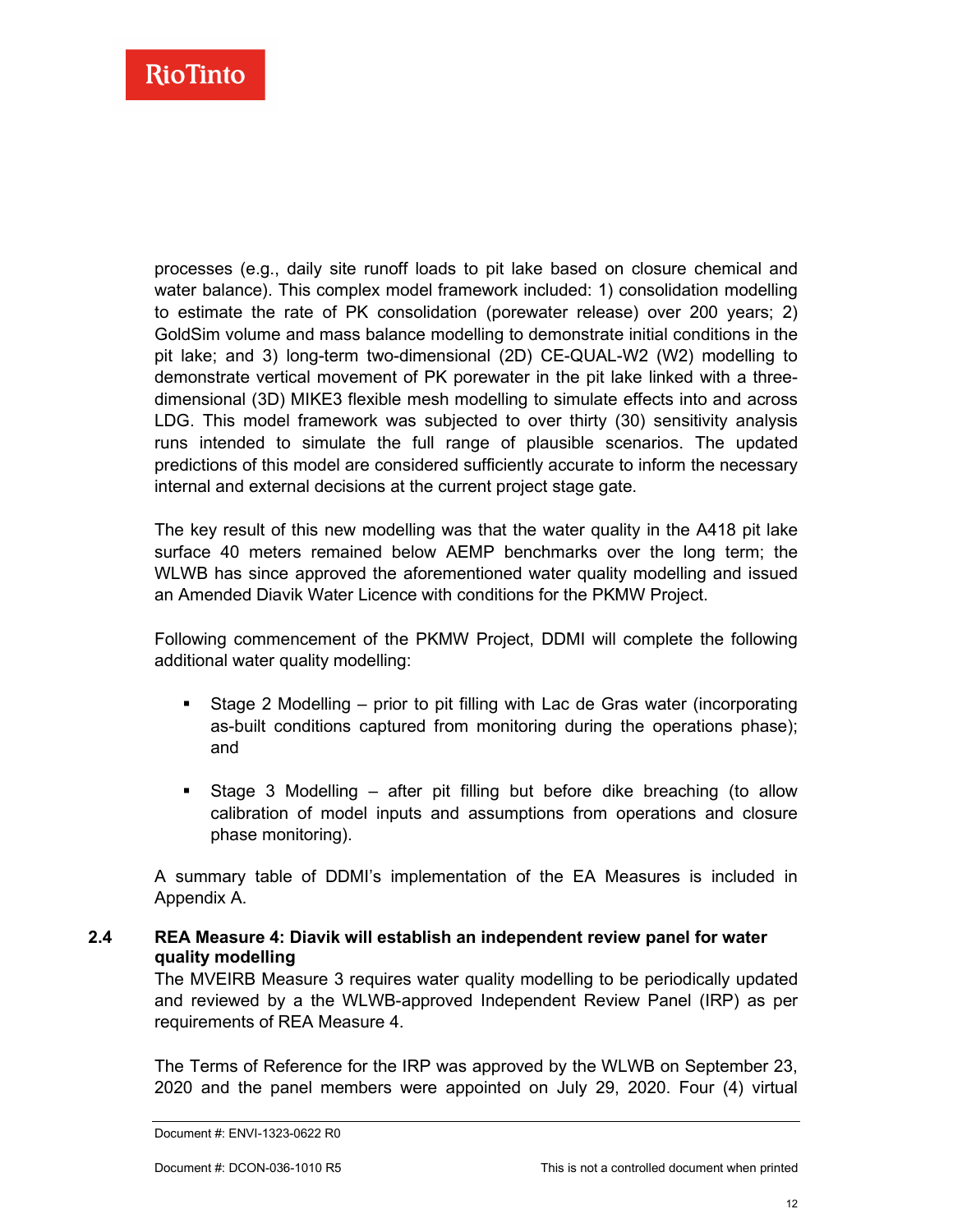processes (e.g., daily site runoff loads to pit lake based on closure chemical and water balance). This complex model framework included: 1) consolidation modelling to estimate the rate of PK consolidation (porewater release) over 200 years; 2) GoldSim volume and mass balance modelling to demonstrate initial conditions in the pit lake; and 3) long-term two-dimensional (2D) CE-QUAL-W2 (W2) modelling to demonstrate vertical movement of PK porewater in the pit lake linked with a three-dimensional (3D) MIKE3 flexible mesh modelling to simulate effects into and across LDG. This model framework was subjected to over thirty (30) sensitivity analysis runs intended to simulate the full range of plausible scenarios. The updated predictions of this model are considered sufficiently accurate to inform the necessary internal and external decisions at the current project stage gate.

The key result of this new modelling was that the water quality in the A418 pit lake surface 40 meters remained below AEMP benchmarks over the long term; the WLWB has since approved the aforementioned water quality modelling and issued an Amended Diavik Water Licence with conditions for the PKMW Project.

Following commencement of the PKMW Project, DDMI will complete the following additional water quality modelling:

- Stage 2 Modelling – prior to pit filling with Lac de Gras water (incorporating as-built conditions captured from monitoring during the operations phase); and
- Stage 3 Modelling – after pit filling but before dike breaching (to allow calibration of model inputs and assumptions from operations and closure phase monitoring).

A summary table of DDMI's implementation of the EA Measures is included in Appendix A.

## 2.4 REA Measure 4: Diavik will establish an independent review panel for water quality modelling

The MVEIRB Measure 3 requires water quality modelling to be periodically updated and reviewed by a the WLWB-approved Independent Review Panel (IRP) as per requirements of REA Measure 4.

The Terms of Reference for the IRP was approved by the WLWB on September 23, 2020 and the panel members were appointed on July 29, 2020. Four (4) virtual

Document #: ENVI-1323-0622 R0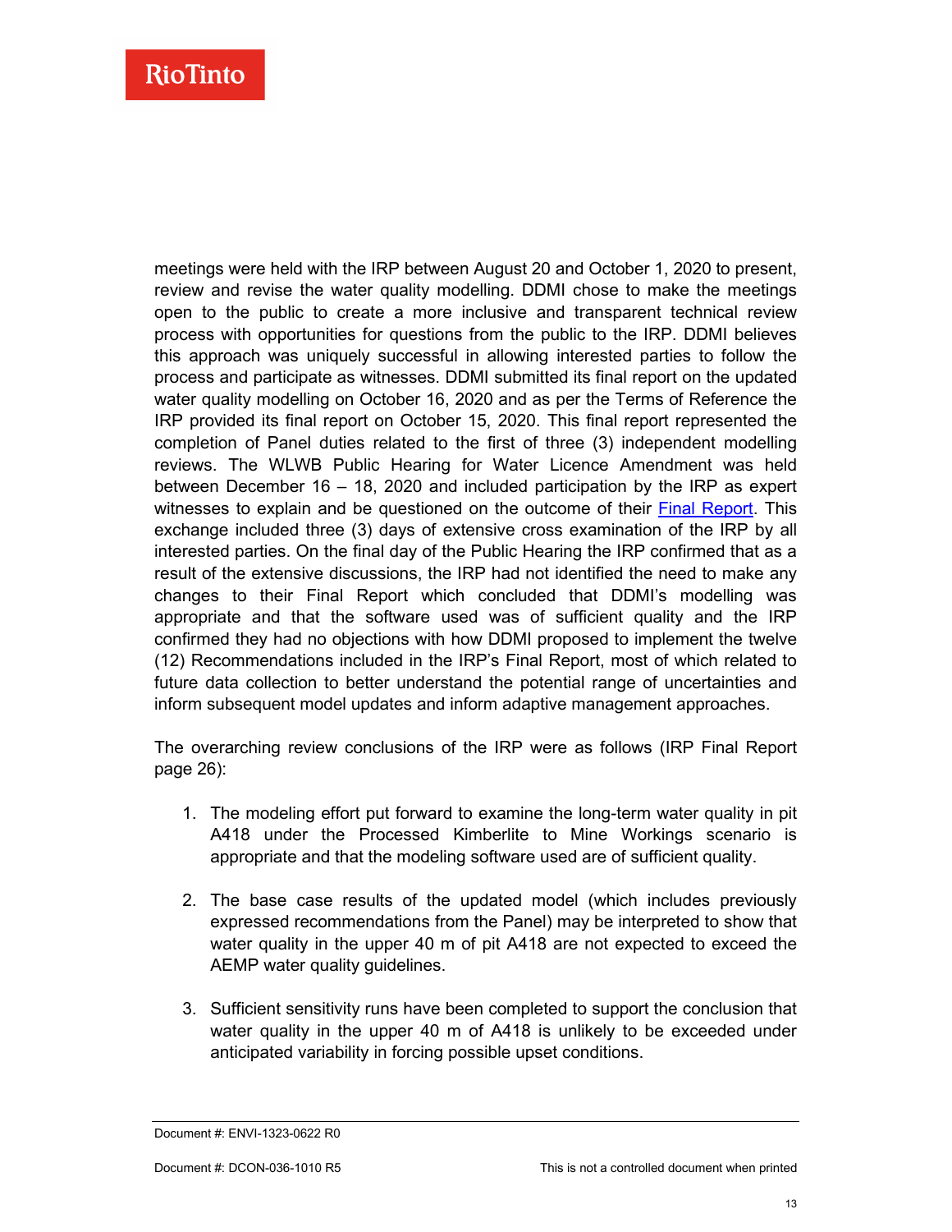meetings were held with the IRP between August 20 and October 1, 2020 to present, review and revise the water quality modelling. DDMI chose to make the meetings open to the public to create a more inclusive and transparent technical review process with opportunities for questions from the public to the IRP. DDMI believes this approach was uniquely successful in allowing interested parties to follow the process and participate as witnesses. DDMI submitted its final report on the updated water quality modelling on October 16, 2020 and as per the Terms of Reference the IRP provided its final report on October 15, 2020. This final report represented the completion of Panel duties related to the first of three (3) independent modelling reviews. The WLWB Public Hearing for Water Licence Amendment was held between December 16 – 18, 2020 and included participation by the IRP as expert witnesses to explain and be questioned on the outcome of their Final Report. This exchange included three (3) days of extensive cross examination of the IRP by all interested parties. On the final day of the Public Hearing the IRP confirmed that as a result of the extensive discussions, the IRP had not identified the need to make any changes to their Final Report which concluded that DDMI's modelling was appropriate and that the software used was of sufficient quality and the IRP confirmed they had no objections with how DDMI proposed to implement the twelve (12) Recommendations included in the IRP's Final Report, most of which related to future data collection to better understand the potential range of uncertainties and inform subsequent model updates and inform adaptive management approaches.

The overarching review conclusions of the IRP were as follows (IRP Final Report page 26):

1. The modeling effort put forward to examine the long-term water quality in pit A418 under the Processed Kimberlite to Mine Workings scenario is appropriate and that the modeling software used are of sufficient quality.

2. The base case results of the updated model (which includes previously expressed recommendations from the Panel) may be interpreted to show that water quality in the upper 40 m of pit A418 are not expected to exceed the AEMP water quality guidelines.

3. Sufficient sensitivity runs have been completed to support the conclusion that water quality in the upper 40 m of A418 is unlikely to be exceeded under anticipated variability in forcing possible upset conditions.

Document #: ENVI-1323-0622 R0

Document #: DCON-036-1010 R5 This is not a controlled document when printed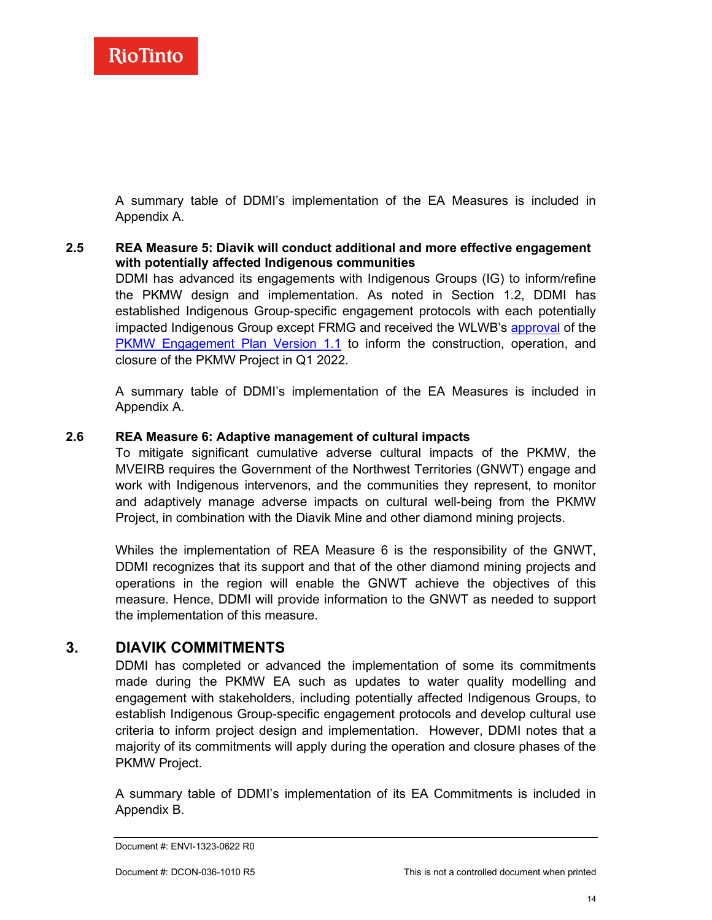A summary table of DDMI's implementation of the EA Measures is included in Appendix A.

### 2.5 REA Measure 5: Diavik will conduct additional and more effective engagement with potentially affected Indigenous communities

DDMI has advanced its engagements with Indigenous Groups (IG) to inform/refine the PKMW design and implementation. As noted in Section 1.2, DDMI has established Indigenous Group-specific engagement protocols with each potentially impacted Indigenous Group except FRMG and received the WLWB's approval of the PKMW Engagement Plan Version 1.1 to inform the construction, operation, and closure of the PKMW Project in Q1 2022.

A summary table of DDMI's implementation of the EA Measures is included in Appendix A.

### 2.6 REA Measure 6: Adaptive management of cultural impacts

To mitigate significant cumulative adverse cultural impacts of the PKMW, the MVEIRB requires the Government of the Northwest Territories (GNWT) engage and work with Indigenous intervenors, and the communities they represent, to monitor and adaptively manage adverse impacts on cultural well-being from the PKMW Project, in combination with the Diavik Mine and other diamond mining projects.

Whiles the implementation of REA Measure 6 is the responsibility of the GNWT, DDMI recognizes that its support and that of the other diamond mining projects and operations in the region will enable the GNWT achieve the objectives of this measure. Hence, DDMI will provide information to the GNWT as needed to support the implementation of this measure.

## 3. DIAVIK COMMITMENTS

DDMI has completed or advanced the implementation of some its commitments made during the PKMW EA such as updates to water quality modelling and engagement with stakeholders, including potentially affected Indigenous Groups, to establish Indigenous Group-specific engagement protocols and develop cultural use criteria to inform project design and implementation. However, DDMI notes that a majority of its commitments will apply during the operation and closure phases of the PKMW Project.

A summary table of DDMI's implementation of its EA Commitments is included in Appendix B.

Document #: ENVI-1323-0622 R0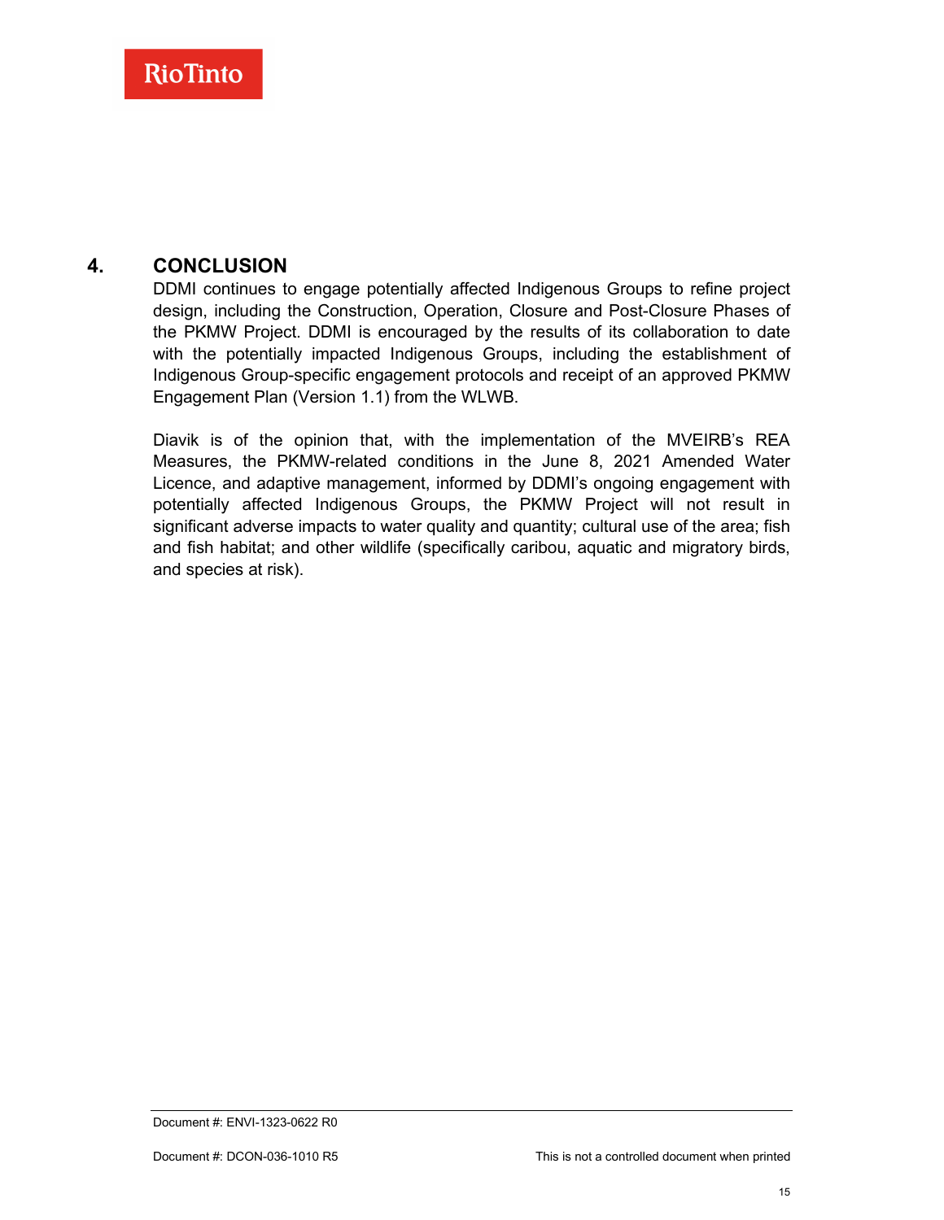# 4. CONCLUSION

DDMI continues to engage potentially affected Indigenous Groups to refine project design, including the Construction, Operation, Closure and Post-Closure Phases of the PKMW Project. DDMI is encouraged by the results of its collaboration to date with the potentially impacted Indigenous Groups, including the establishment of Indigenous Group-specific engagement protocols and receipt of an approved PKMW Engagement Plan (Version 1.1) from the WLWB.

Diavik is of the opinion that, with the implementation of the MVEIRB's REA Measures, the PKMW-related conditions in the June 8, 2021 Amended Water Licence, and adaptive management, informed by DDMI's ongoing engagement with potentially affected Indigenous Groups, the PKMW Project will not result in significant adverse impacts to water quality and quantity; cultural use of the area; fish and fish habitat; and other wildlife (specifically caribou, aquatic and migratory birds, and species at risk).

Document #: ENVI-1323-0622 R0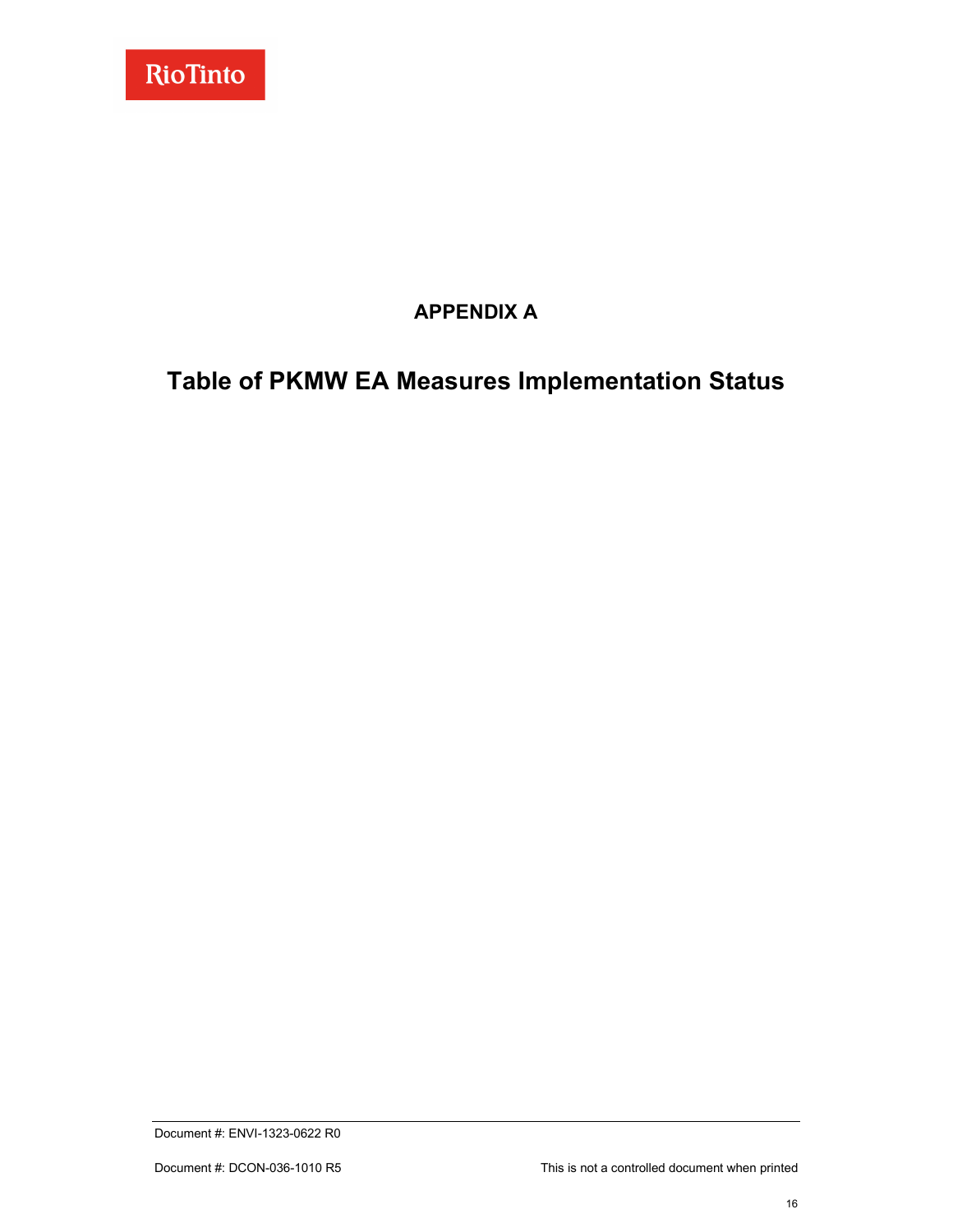# APPENDIX A

## Table of PKMW EA Measures Implementation Status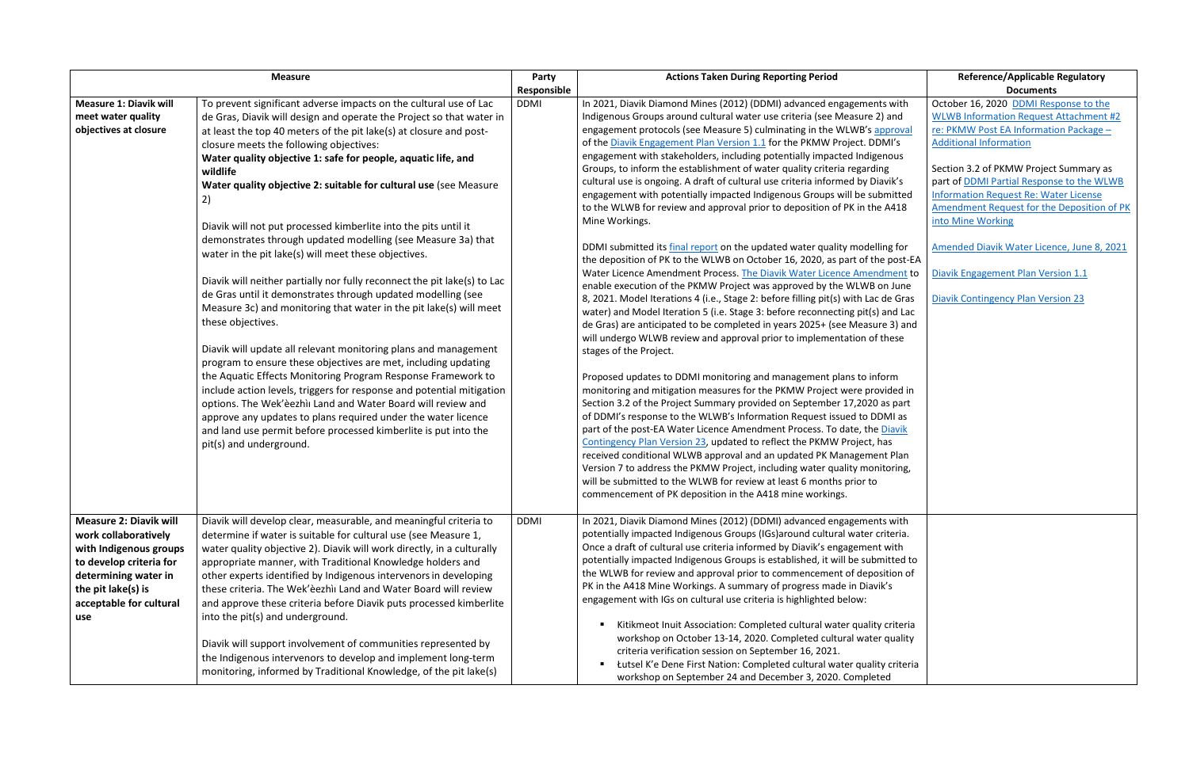| Measure | | Party Responsible | Actions Taken During Reporting Period | Reference/Applicable Regulatory Documents |
|---|---|---|---|---|
| **Measure 1: Diavik will meet water quality objectives at closure** | To prevent significant adverse impacts on the cultural use of Lac de Gras, Diavik will design and operate the Project so that water in at least the top 40 meters of the pit lake(s) at closure and post-closure meets the following objectives:<br>**Water quality objective 1: safe for people, aquatic life, and wildlife**<br>**Water quality objective 2: suitable for cultural use** (see Measure 2)<br><br>Diavik will not put processed kimberlite into the pits until it demonstrates through updated modelling (see Measure 3a) that water in the pit lake(s) will meet these objectives.<br><br>Diavik will neither partially nor fully reconnect the pit lake(s) to Lac de Gras until it demonstrates through updated modelling (see Measure 3c) and monitoring that water in the pit lake(s) will meet these objectives.<br><br>Diavik will update all relevant monitoring plans and management program to ensure these objectives are met, including updating the Aquatic Effects Monitoring Program Response Framework to include action levels, triggers for response and potential mitigation options. The Wek'èezhìı Land and Water Board will review and approve any updates to plans required under the water licence and land use permit before processed kimberlite is put into the pit(s) and underground. | DDMI | In 2021, Diavik Diamond Mines (2012) (DDMI) advanced engagements with Indigenous Groups around cultural water use criteria (see Measure 2) and engagement protocols (see Measure 5) culminating in the WLWB's approval of the Diavik Engagement Plan Version 1.1 for the PKMW Project. DDMI's engagement with stakeholders, including potentially impacted Indigenous Groups, to inform the establishment of water quality criteria regarding cultural use is ongoing. A draft of cultural use criteria informed by Diavik's engagement with potentially impacted Indigenous Groups will be submitted to the WLWB for review and approval prior to deposition of PK in the A418 Mine Workings.<br><br>DDMI submitted its final report on the updated water quality modelling for the deposition of PK to the WLWB on October 16, 2020, as part of the post-EA Water Licence Amendment Process. The Diavik Water Licence Amendment to enable execution of the PKMW Project was approved by the WLWB on June 8, 2021. Model Iterations 4 (i.e., Stage 2: before filling pit(s) with Lac de Gras water) and Model Iteration 5 (i.e. Stage 3: before reconnecting pit(s) and Lac de Gras) are anticipated to be completed in years 2025+ (see Measure 3) and will undergo WLWB review and approval prior to implementation of these stages of the Project.<br><br>Proposed updates to DDMI monitoring and management plans to inform monitoring and mitigation measures for the PKMW Project were provided in Section 3.2 of the Project Summary provided on September 17,2020 as part of DDMI's response to the WLWB's Information Request issued to DDMI as part of the post-EA Water Licence Amendment Process. To date, the Diavik Contingency Plan Version 23, updated to reflect the PKMW Project, has received conditional WLWB approval and an updated PK Management Plan Version 7 to address the PKMW Project, including water quality monitoring, will be submitted to the WLWB for review at least 6 months prior to commencement of PK deposition in the A418 mine workings. | October 16, 2020 DDMI Response to the WLWB Information Request Attachment #2 re: PKMW Post EA Information Package – Additional Information<br><br>Section 3.2 of PKMW Project Summary as part of DDMI Partial Response to the WLWB Information Request Re: Water License Amendment Request for the Deposition of PK into Mine Working<br><br>Amended Diavik Water Licence, June 8, 2021<br><br>Diavik Engagement Plan Version 1.1<br><br>Diavik Contingency Plan Version 23 |
| **Measure 2: Diavik will work collaboratively with Indigenous groups to develop criteria for determining water in the pit lake(s) is acceptable for cultural use** | Diavik will develop clear, measurable, and meaningful criteria to determine if water is suitable for cultural use (see Measure 1, water quality objective 2). Diavik will work directly, in a culturally appropriate manner, with Traditional Knowledge holders and other experts identified by Indigenous intervenors in developing these criteria. The Wek'èezhìı Land and Water Board will review and approve these criteria before Diavik puts processed kimberlite into the pit(s) and underground.<br><br>Diavik will support involvement of communities represented by the Indigenous intervenors to develop and implement long-term monitoring, informed by Traditional Knowledge, of the pit lake(s) | DDMI | In 2021, Diavik Diamond Mines (2012) (DDMI) advanced engagements with potentially impacted Indigenous Groups (IGs)around cultural water criteria. Once a draft of cultural use criteria informed by Diavik's engagement with potentially impacted Indigenous Groups is established, it will be submitted to the WLWB for review and approval prior to commencement of deposition of PK in the A418 Mine Workings. A summary of progress made in Diavik's engagement with IGs on cultural use criteria is highlighted below:<br><br>▪ Kitikmeot Inuit Association: Completed cultural water quality criteria workshop on October 13-14, 2020. Completed cultural water quality criteria verification session on September 16, 2021.<br>▪ Łutsel K'e Dene First Nation: Completed cultural water quality criteria workshop on September 24 and December 3, 2020. Completed | |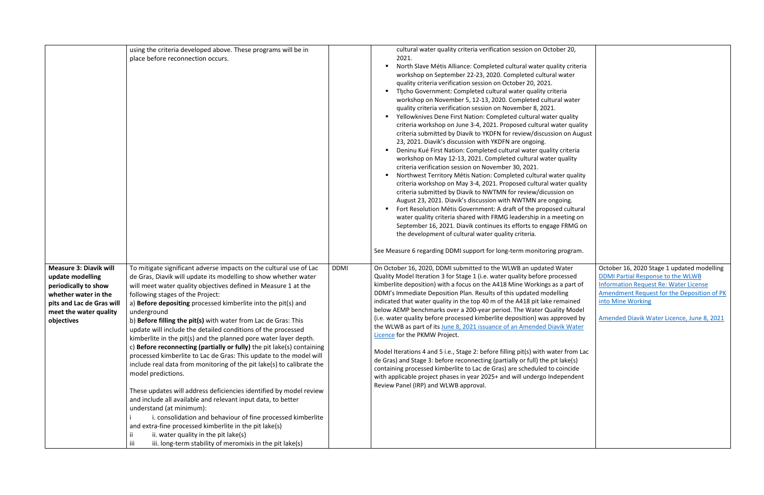| | | | | |
|---|---|---|---|---|
| | using the criteria developed above. These programs will be in place before reconnection occurs. | | cultural water quality criteria verification session on October 20, 2021.<br>▪ North Slave Métis Alliance: Completed cultural water quality criteria workshop on September 22-23, 2020. Completed cultural water quality criteria verification session on October 20, 2021.<br>▪ Tłı̨cho Government: Completed cultural water quality criteria workshop on November 5, 12-13, 2020. Completed cultural water quality criteria verification session on November 8, 2021.<br>▪ Yellowknives Dene First Nation: Completed cultural water quality criteria workshop on June 3-4, 2021. Proposed cultural water quality criteria submitted by Diavik to YKDFN for review/discussion on August 23, 2021. Diavik's discussion with YKDFN are ongoing.<br>▪ Deninu Kué First Nation: Completed cultural water quality criteria workshop on May 12-13, 2021. Completed cultural water quality criteria verification session on November 30, 2021.<br>▪ Northwest Territory Métis Nation: Completed cultural water quality criteria workshop on May 3-4, 2021. Proposed cultural water quality criteria submitted by Diavik to NWTMN for review/dicussion on August 23, 2021. Diavik's discussion with NWTMN are ongoing.<br>▪ Fort Resolution Métis Government: A draft of the proposed cultural water quality criteria shared with FRMG leadership in a meeting on September 16, 2021. Diavik continues its efforts to engage FRMG on the development of cultural water quality criteria.<br><br>See Measure 6 regarding DDMI support for long-term monitoring program. | |
| **Measure 3: Diavik will update modelling periodically to show whether water in the pits and Lac de Gras will meet the water quality objectives** | To mitigate significant adverse impacts on the cultural use of Lac de Gras, Diavik will update its modelling to show whether water will meet water quality objectives defined in Measure 1 at the following stages of the Project:<br>a) **Before depositing** processed kimberlite into the pit(s) and underground<br>b) **Before filling the pit(s)** with water from Lac de Gras: This update will include the detailed conditions of the processed kimberlite in the pit(s) and the planned pore water layer depth.<br>c) **Before reconnecting (partially or fully)** the pit lake(s) containing processed kimberlite to Lac de Gras: This update to the model will include real data from monitoring of the pit lake(s) to calibrate the model predictions.<br><br>These updates will address deficiencies identified by model review and include all available and relevant input data, to better understand (at minimum):<br>i i. consolidation and behaviour of fine processed kimberlite and extra-fine processed kimberlite in the pit lake(s)<br>ii ii. water quality in the pit lake(s)<br>iii iii. long-term stability of meromixis in the pit lake(s) | DDMI | On October 16, 2020, DDMI submitted to the WLWB an updated Water Quality Model Iteration 3 for Stage 1 (i.e. water quality before processed kimberlite deposition) with a focus on the A418 Mine Workings as a part of DDMI's Immediate Deposition Plan. Results of this updated modelling indicated that water quality in the top 40 m of the A418 pit lake remained below AEMP benchmarks over a 200-year period. The Water Quality Model (i.e. water quality before processed kimberlite deposition) was approved by the WLWB as part of its [June 8, 2021 issuance of an Amended Diavik Water Licence](#) for the PKMW Project.<br><br>Model Iterations 4 and 5 i.e., Stage 2: before filling pit(s) with water from Lac de Gras) and Stage 3: before reconnecting (partially or full) the pit lake(s) containing processed kimberlite to Lac de Gras) are scheduled to coincide with applicable project phases in year 2025+ and will undergo Independent Review Panel (IRP) and WLWB approval. | October 16, 2020 Stage 1 updated modelling [DDMI Partial Response to the WLWB Information Request Re: Water License Amendment Request for the Deposition of PK into Mine Working](#)<br><br>[Amended Diavik Water Licence, June 8, 2021](#) |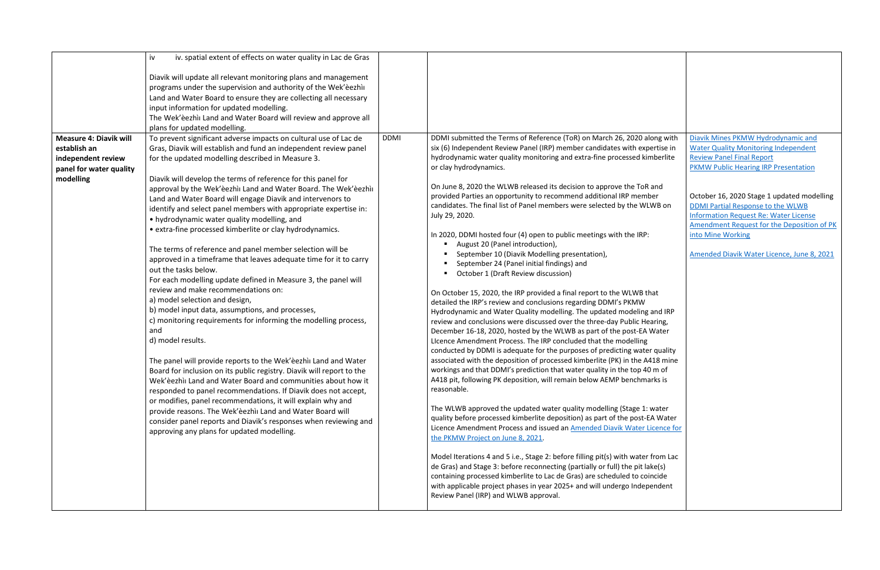| | | | | |
|---|---|---|---|---|
| | iv iv. spatial extent of effects on water quality in Lac de Gras<br><br>Diavik will update all relevant monitoring plans and management programs under the supervision and authority of the Wek'èezhìı Land and Water Board to ensure they are collecting all necessary input information for updated modelling.<br>The Wek'èezhìı Land and Water Board will review and approve all plans for updated modelling. | | | |
| **Measure 4: Diavik will establish an independent review panel for water quality modelling** | To prevent significant adverse impacts on cultural use of Lac de Gras, Diavik will establish and fund an independent review panel for the updated modelling described in Measure 3.<br><br>Diavik will develop the terms of reference for this panel for approval by the Wek'èezhìı Land and Water Board. The Wek'èezhìı Land and Water Board will engage Diavik and intervenors to identify and select panel members with appropriate expertise in:<br>• hydrodynamic water quality modelling, and<br>• extra-fine processed kimberlite or clay hydrodynamics.<br><br>The terms of reference and panel member selection will be approved in a timeframe that leaves adequate time for it to carry out the tasks below.<br>For each modelling update defined in Measure 3, the panel will review and make recommendations on:<br>a) model selection and design,<br>b) model input data, assumptions, and processes,<br>c) monitoring requirements for informing the modelling process, and<br>d) model results.<br><br>The panel will provide reports to the Wek'èezhìı Land and Water Board for inclusion on its public registry. Diavik will report to the Wek'èezhìı Land and Water Board and communities about how it responded to panel recommendations. If Diavik does not accept, or modifies, panel recommendations, it will explain why and provide reasons. The Wek'èezhìı Land and Water Board will consider panel reports and Diavik's responses when reviewing and approving any plans for updated modelling. | DDMI | DDMI submitted the Terms of Reference (ToR) on March 26, 2020 along with six (6) Independent Review Panel (IRP) member candidates with expertise in hydrodynamic water quality monitoring and extra-fine processed kimberlite or clay hydrodynamics.<br><br>On June 8, 2020 the WLWB released its decision to approve the ToR and provided Parties an opportunity to recommend additional IRP member candidates. The final list of Panel members were selected by the WLWB on July 29, 2020.<br><br>In 2020, DDMI hosted four (4) open to public meetings with the IRP:<br>• August 20 (Panel introduction),<br>• September 10 (Diavik Modelling presentation),<br>• September 24 (Panel initial findings) and<br>• October 1 (Draft Review discussion)<br><br>On October 15, 2020, the IRP provided a final report to the WLWB that detailed the IRP's review and conclusions regarding DDMI's PKMW Hydrodynamic and Water Quality modelling. The updated modeling and IRP review and conclusions were discussed over the three-day Public Hearing, December 16-18, 2020, hosted by the WLWB as part of the post-EA Water LIcence Amendment Process. The IRP concluded that the modelling conducted by DDMI is adequate for the purposes of predicting water quality associated with the deposition of processed kimberlite (PK) in the A418 mine workings and that DDMI's prediction that water quality in the top 40 m of A418 pit, following PK deposition, will remain below AEMP benchmarks is reasonable.<br><br>The WLWB approved the updated water quality modelling (Stage 1: water quality before processed kimberlite deposition) as part of the post-EA Water Licence Amendment Process and issued an Amended Diavik Water Licence for the PKMW Project on June 8, 2021.<br><br>Model Iterations 4 and 5 i.e., Stage 2: before filling pit(s) with water from Lac de Gras) and Stage 3: before reconnecting (partially or full) the pit lake(s) containing processed kimberlite to Lac de Gras) are scheduled to coincide with applicable project phases in year 2025+ and will undergo Independent Review Panel (IRP) and WLWB approval. | Diavik Mines PKMW Hydrodynamic and Water Quality Monitoring Independent Review Panel Final Report<br>PKMW Public Hearing IRP Presentation<br><br>October 16, 2020 Stage 1 updated modelling DDMI Partial Response to the WLWB Information Request Re: Water License Amendment Request for the Deposition of PK into Mine Working<br><br>Amended Diavik Water Licence, June 8, 2021 |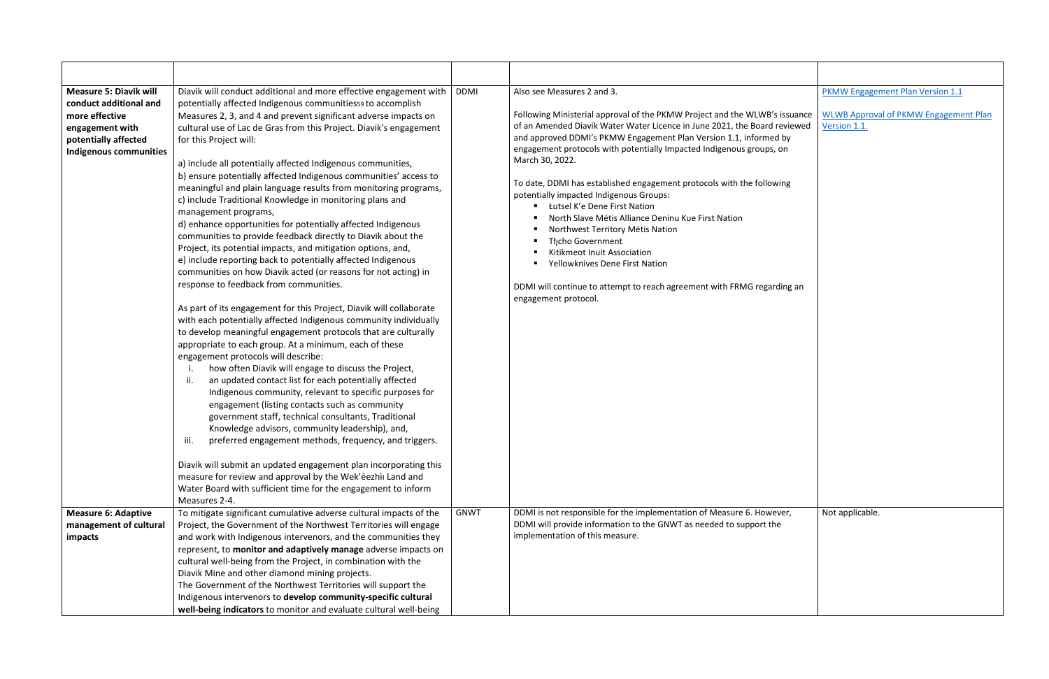| | | | | |
|---|---|---|---|---|
| **Measure 5: Diavik will conduct additional and more effective engagement with potentially affected Indigenous communities** | Diavik will conduct additional and more effective engagement with potentially affected Indigenous communities[59] to accomplish Measures 2, 3, and 4 and prevent significant adverse impacts on cultural use of Lac de Gras from this Project. Diavik's engagement for this Project will:<br><br>a) include all potentially affected Indigenous communities,<br>b) ensure potentially affected Indigenous communities' access to meaningful and plain language results from monitoring programs,<br>c) include Traditional Knowledge in monitoring plans and management programs,<br>d) enhance opportunities for potentially affected Indigenous communities to provide feedback directly to Diavik about the Project, its potential impacts, and mitigation options, and,<br>e) include reporting back to potentially affected Indigenous communities on how Diavik acted (or reasons for not acting) in response to feedback from communities.<br><br>As part of its engagement for this Project, Diavik will collaborate with each potentially affected Indigenous community individually to develop meaningful engagement protocols that are culturally appropriate to each group. At a minimum, each of these engagement protocols will describe:<br>i. how often Diavik will engage to discuss the Project,<br>ii. an updated contact list for each potentially affected Indigenous community, relevant to specific purposes for engagement (listing contacts such as community government staff, technical consultants, Traditional Knowledge advisors, community leadership), and,<br>iii. preferred engagement methods, frequency, and triggers.<br><br>Diavik will submit an updated engagement plan incorporating this measure for review and approval by the Wek'èezhìı Land and Water Board with sufficient time for the engagement to inform Measures 2-4. | DDMI | Also see Measures 2 and 3.<br><br>Following Ministerial approval of the PKMW Project and the WLWB's issuance of an Amended Diavik Water Water Licence in June 2021, the Board reviewed and approved DDMI's PKMW Engagement Plan Version 1.1, informed by engagement protocols with potentially Impacted Indigenous groups, on March 30, 2022.<br><br>To date, DDMI has established engagement protocols with the following potentially impacted Indigenous Groups:<br>▪ Łutsel K'e Dene First Nation<br>▪ North Slave Métis Alliance Deninu Kue First Nation<br>▪ Northwest Territory Métis Nation<br>▪ Tłı̨cho Government<br>▪ Kitikmeot Inuit Association<br>▪ Yellowknives Dene First Nation<br><br>DDMI will continue to attempt to reach agreement with FRMG regarding an engagement protocol. | PKMW Engagement Plan Version 1.1<br><br>WLWB Approval of PKMW Engagement Plan Version 1.1. |
| **Measure 6: Adaptive management of cultural impacts** | To mitigate significant cumulative adverse cultural impacts of the Project, the Government of the Northwest Territories will engage and work with Indigenous intervenors, and the communities they represent, to **monitor and adaptively manage** adverse impacts on cultural well-being from the Project, in combination with the Diavik Mine and other diamond mining projects.<br>The Government of the Northwest Territories will support the Indigenous intervenors to **develop community-specific cultural well-being indicators** to monitor and evaluate cultural well-being | GNWT | DDMI is not responsible for the implementation of Measure 6. However, DDMI will provide information to the GNWT as needed to support the implementation of this measure. | Not applicable. |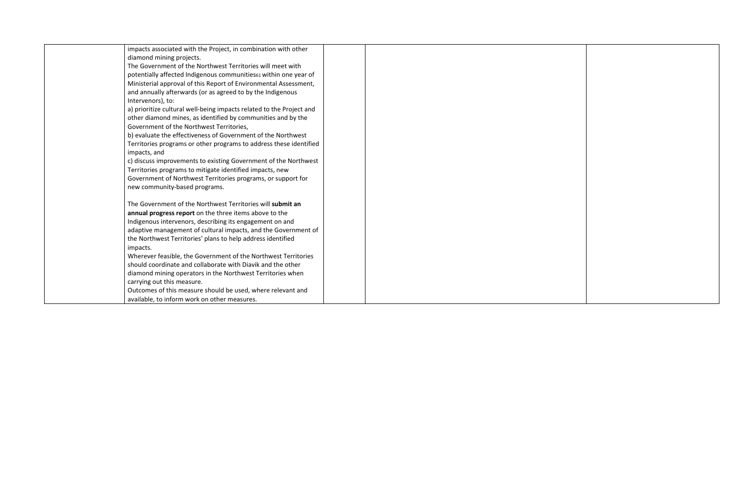| | | | | |
|---|---|---|---|---|
| | impacts associated with the Project, in combination with other diamond mining projects.<br>The Government of the Northwest Territories will meet with potentially affected Indigenous communities[61] within one year of Ministerial approval of this Report of Environmental Assessment, and annually afterwards (or as agreed to by the Indigenous Intervenors), to:<br>a) prioritize cultural well-being impacts related to the Project and other diamond mines, as identified by communities and by the Government of the Northwest Territories,<br>b) evaluate the effectiveness of Government of the Northwest Territories programs or other programs to address these identified impacts, and<br>c) discuss improvements to existing Government of the Northwest Territories programs to mitigate identified impacts, new Government of Northwest Territories programs, or support for new community-based programs.<br><br>The Government of the Northwest Territories will **submit an annual progress report** on the three items above to the Indigenous intervenors, describing its engagement on and adaptive management of cultural impacts, and the Government of the Northwest Territories' plans to help address identified impacts.<br>Wherever feasible, the Government of the Northwest Territories should coordinate and collaborate with Diavik and the other diamond mining operators in the Northwest Territories when carrying out this measure.<br>Outcomes of this measure should be used, where relevant and available, to inform work on other measures. | | | |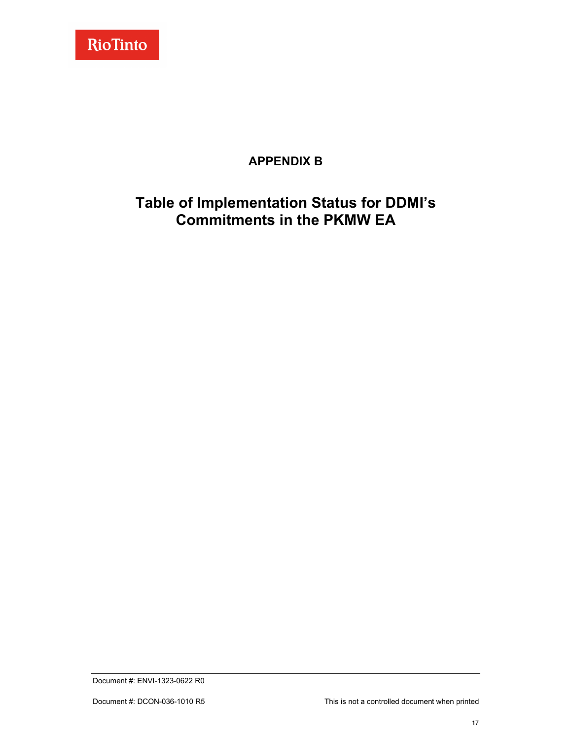# APPENDIX B

## Table of Implementation Status for DDMI's Commitments in the PKMW EA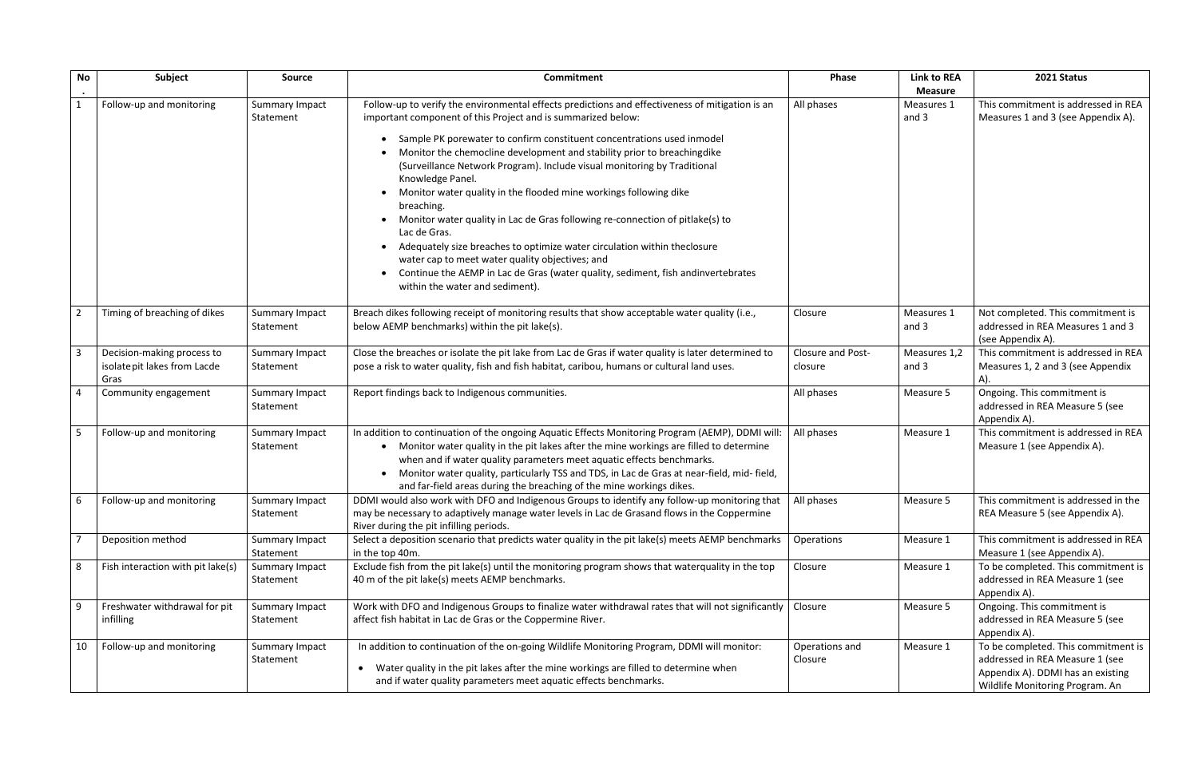| No. | Subject | Source | Commitment | Phase | Link to REA Measure | 2021 Status |
|---|---|---|---|---|---|---|
| 1 | Follow-up and monitoring | Summary Impact Statement | Follow-up to verify the environmental effects predictions and effectiveness of mitigation is an important component of this Project and is summarized below:<br>• Sample PK porewater to confirm constituent concentrations used inmodel<br>• Monitor the chemocline development and stability prior to breachingdike (Surveillance Network Program). Include visual monitoring by Traditional Knowledge Panel.<br>• Monitor water quality in the flooded mine workings following dike breaching.<br>• Monitor water quality in Lac de Gras following re-connection of pitlake(s) to Lac de Gras.<br>• Adequately size breaches to optimize water circulation within theclosure water cap to meet water quality objectives; and<br>• Continue the AEMP in Lac de Gras (water quality, sediment, fish andinvertebrates within the water and sediment). | All phases | Measures 1 and 3 | This commitment is addressed in REA Measures 1 and 3 (see Appendix A). |
| 2 | Timing of breaching of dikes | Summary Impact Statement | Breach dikes following receipt of monitoring results that show acceptable water quality (i.e., below AEMP benchmarks) within the pit lake(s). | Closure | Measures 1 and 3 | Not completed. This commitment is addressed in REA Measures 1 and 3 (see Appendix A). |
| 3 | Decision-making process to isolatepit lakes from Lacde Gras | Summary Impact Statement | Close the breaches or isolate the pit lake from Lac de Gras if water quality is later determined to pose a risk to water quality, fish and fish habitat, caribou, humans or cultural land uses. | Closure and Post-closure | Measures 1,2 and 3 | This commitment is addressed in REA Measures 1, 2 and 3 (see Appendix A). |
| 4 | Community engagement | Summary Impact Statement | Report findings back to Indigenous communities. | All phases | Measure 5 | Ongoing. This commitment is addressed in REA Measure 5 (see Appendix A). |
| 5 | Follow-up and monitoring | Summary Impact Statement | In addition to continuation of the ongoing Aquatic Effects Monitoring Program (AEMP), DDMI will:<br>• Monitor water quality in the pit lakes after the mine workings are filled to determine when and if water quality parameters meet aquatic effects benchmarks.<br>• Monitor water quality, particularly TSS and TDS, in Lac de Gras at near-field, mid- field, and far-field areas during the breaching of the mine workings dikes. | All phases | Measure 1 | This commitment is addressed in REA Measure 1 (see Appendix A). |
| 6 | Follow-up and monitoring | Summary Impact Statement | DDMI would also work with DFO and Indigenous Groups to identify any follow-up monitoring that may be necessary to adaptively manage water levels in Lac de Grasand flows in the Coppermine River during the pit infilling periods. | All phases | Measure 5 | This commitment is addressed in the REA Measure 5 (see Appendix A). |
| 7 | Deposition method | Summary Impact Statement | Select a deposition scenario that predicts water quality in the pit lake(s) meets AEMP benchmarks in the top 40m. | Operations | Measure 1 | This commitment is addressed in REA Measure 1 (see Appendix A). |
| 8 | Fish interaction with pit lake(s) | Summary Impact Statement | Exclude fish from the pit lake(s) until the monitoring program shows that waterquality in the top 40 m of the pit lake(s) meets AEMP benchmarks. | Closure | Measure 1 | To be completed. This commitment is addressed in REA Measure 1 (see Appendix A). |
| 9 | Freshwater withdrawal for pit infilling | Summary Impact Statement | Work with DFO and Indigenous Groups to finalize water withdrawal rates that will not significantly affect fish habitat in Lac de Gras or the Coppermine River. | Closure | Measure 5 | Ongoing. This commitment is addressed in REA Measure 5 (see Appendix A). |
| 10 | Follow-up and monitoring | Summary Impact Statement | In addition to continuation of the on-going Wildlife Monitoring Program, DDMI will monitor:<br>• Water quality in the pit lakes after the mine workings are filled to determine when and if water quality parameters meet aquatic effects benchmarks. | Operations and Closure | Measure 1 | To be completed. This commitment is addressed in REA Measure 1 (see Appendix A). DDMI has an existing Wildlife Monitoring Program. An |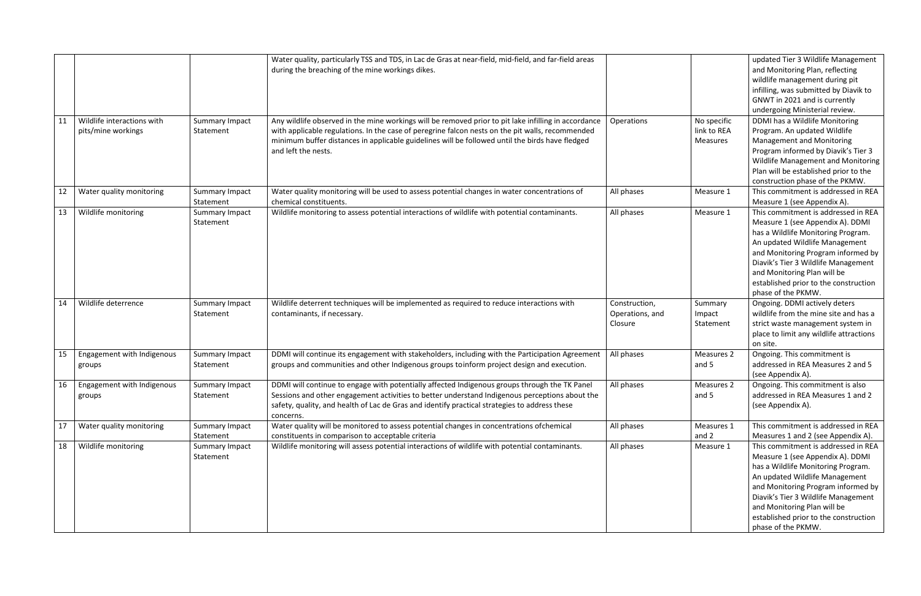| | | | | | | |
|---|---|---|---|---|---|---|
| | | | Water quality, particularly TSS and TDS, in Lac de Gras at near-field, mid-field, and far-field areas during the breaching of the mine workings dikes. | | | updated Tier 3 Wildlife Management and Monitoring Plan, reflecting wildlife management during pit infilling, was submitted by Diavik to GNWT in 2021 and is currently undergoing Ministerial review. |
| 11 | Wildlife interactions with pits/mine workings | Summary Impact Statement | Any wildlife observed in the mine workings will be removed prior to pit lake infilling in accordance with applicable regulations. In the case of peregrine falcon nests on the pit walls, recommended minimum buffer distances in applicable guidelines will be followed until the birds have fledged and left the nests. | Operations | No specific link to REA Measures | DDMI has a Wildlife Monitoring Program. An updated Wildlife Management and Monitoring Program informed by Diavik's Tier 3 Wildlife Management and Monitoring Plan will be established prior to the construction phase of the PKMW. |
| 12 | Water quality monitoring | Summary Impact Statement | Water quality monitoring will be used to assess potential changes in water concentrations of chemical constituents. | All phases | Measure 1 | This commitment is addressed in REA Measure 1 (see Appendix A). |
| 13 | Wildlife monitoring | Summary Impact Statement | Wildlife monitoring to assess potential interactions of wildlife with potential contaminants. | All phases | Measure 1 | This commitment is addressed in REA Measure 1 (see Appendix A). DDMI has a Wildlife Monitoring Program. An updated Wildlife Management and Monitoring Program informed by Diavik's Tier 3 Wildlife Management and Monitoring Plan will be established prior to the construction phase of the PKMW. |
| 14 | Wildlife deterrence | Summary Impact Statement | Wildlife deterrent techniques will be implemented as required to reduce interactions with contaminants, if necessary. | Construction, Operations, and Closure | Summary Impact Statement | Ongoing. DDMI actively deters wildlife from the mine site and has a strict waste management system in place to limit any wildlife attractions on site. |
| 15 | Engagement with Indigenous groups | Summary Impact Statement | DDMI will continue its engagement with stakeholders, including with the Participation Agreement groups and communities and other Indigenous groups toinform project design and execution. | All phases | Measures 2 and 5 | Ongoing. This commitment is addressed in REA Measures 2 and 5 (see Appendix A). |
| 16 | Engagement with Indigenous groups | Summary Impact Statement | DDMI will continue to engage with potentially affected Indigenous groups through the TK Panel Sessions and other engagement activities to better understand Indigenous perceptions about the safety, quality, and health of Lac de Gras and identify practical strategies to address these concerns. | All phases | Measures 2 and 5 | Ongoing. This commitment is also addressed in REA Measures 1 and 2 (see Appendix A). |
| 17 | Water quality monitoring | Summary Impact Statement | Water quality will be monitored to assess potential changes in concentrations ofchemical constituents in comparison to acceptable criteria | All phases | Measures 1 and 2 | This commitment is addressed in REA Measures 1 and 2 (see Appendix A). |
| 18 | Wildlife monitoring | Summary Impact Statement | Wildlife monitoring will assess potential interactions of wildlife with potential contaminants. | All phases | Measure 1 | This commitment is addressed in REA Measure 1 (see Appendix A). DDMI has a Wildlife Monitoring Program. An updated Wildlife Management and Monitoring Program informed by Diavik's Tier 3 Wildlife Management and Monitoring Plan will be established prior to the construction phase of the PKMW. |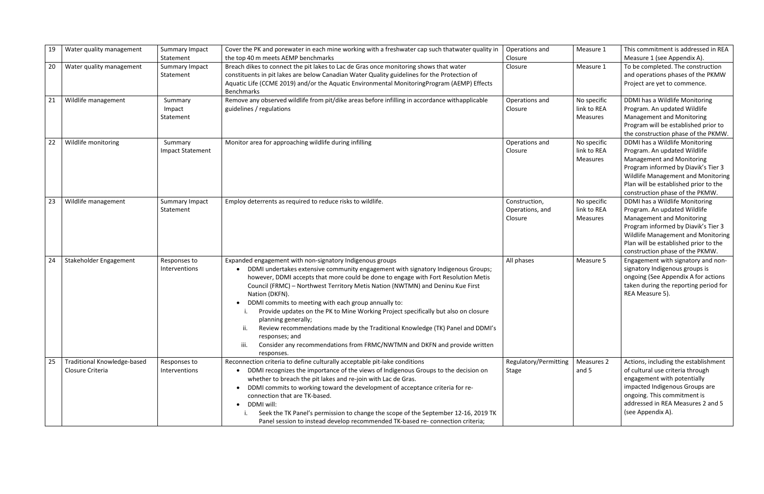| 19 | Water quality management | Summary Impact Statement | Cover the PK and porewater in each mine working with a freshwater cap such thatwater quality in the top 40 m meets AEMP benchmarks | Operations and Closure | Measure 1 | This commitment is addressed in REA Measure 1 (see Appendix A). |
|---|---|---|---|---|---|---|
| 20 | Water quality management | Summary Impact Statement | Breach dikes to connect the pit lakes to Lac de Gras once monitoring shows that water constituents in pit lakes are below Canadian Water Quality guidelines for the Protection of Aquatic Life (CCME 2019) and/or the Aquatic Environmental MonitoringProgram (AEMP) Effects Benchmarks | Closure | Measure 1 | To be completed. The construction and operations phases of the PKMW Project are yet to commence. |
| 21 | Wildlife management | Summary Impact Statement | Remove any observed wildlife from pit/dike areas before infilling in accordance withapplicable guidelines / regulations | Operations and Closure | No specific link to REA Measures | DDMI has a Wildlife Monitoring Program. An updated Wildlife Management and Monitoring Program will be established prior to the construction phase of the PKMW. |
| 22 | Wildlife monitoring | Summary Impact Statement | Monitor area for approaching wildlife during infilling | Operations and Closure | No specific link to REA Measures | DDMI has a Wildlife Monitoring Program. An updated Wildlife Management and Monitoring Program informed by Diavik's Tier 3 Wildlife Management and Monitoring Plan will be established prior to the construction phase of the PKMW. |
| 23 | Wildlife management | Summary Impact Statement | Employ deterrents as required to reduce risks to wildlife. | Construction, Operations, and Closure | No specific link to REA Measures | DDMI has a Wildlife Monitoring Program. An updated Wildlife Management and Monitoring Program informed by Diavik's Tier 3 Wildlife Management and Monitoring Plan will be established prior to the construction phase of the PKMW. |
| 24 | Stakeholder Engagement | Responses to Interventions | Expanded engagement with non-signatory Indigenous groups<br>• DDMI undertakes extensive community engagement with signatory Indigenous Groups; however, DDMI accepts that more could be done to engage with Fort Resolution Metis Council (FRMC) – Northwest Territory Metis Nation (NWTMN) and Deninu Kue First Nation (DKFN).<br>• DDMI commits to meeting with each group annually to:<br>i. Provide updates on the PK to Mine Working Project specifically but also on closure planning generally;<br>ii. Review recommendations made by the Traditional Knowledge (TK) Panel and DDMI's responses; and<br>iii. Consider any recommendations from FRMC/NWTMN and DKFN and provide written responses. | All phases | Measure 5 | Engagement with signatory and non-signatory Indigenous groups is ongoing (See Appendix A for actions taken during the reporting period for REA Measure 5). |
| 25 | Traditional Knowledge-based Closure Criteria | Responses to Interventions | Reconnection criteria to define culturally acceptable pit-lake conditions<br>• DDMI recognizes the importance of the views of Indigenous Groups to the decision on whether to breach the pit lakes and re-join with Lac de Gras.<br>• DDMI commits to working toward the development of acceptance criteria for re-connection that are TK-based.<br>• DDMI will:<br>i. Seek the TK Panel's permission to change the scope of the September 12-16, 2019 TK Panel session to instead develop recommended TK-based re- connection criteria; | Regulatory/Permitting Stage | Measures 2 and 5 | Actions, including the establishment of cultural use criteria through engagement with potentially impacted Indigenous Groups are ongoing. This commitment is addressed in REA Measures 2 and 5 (see Appendix A). |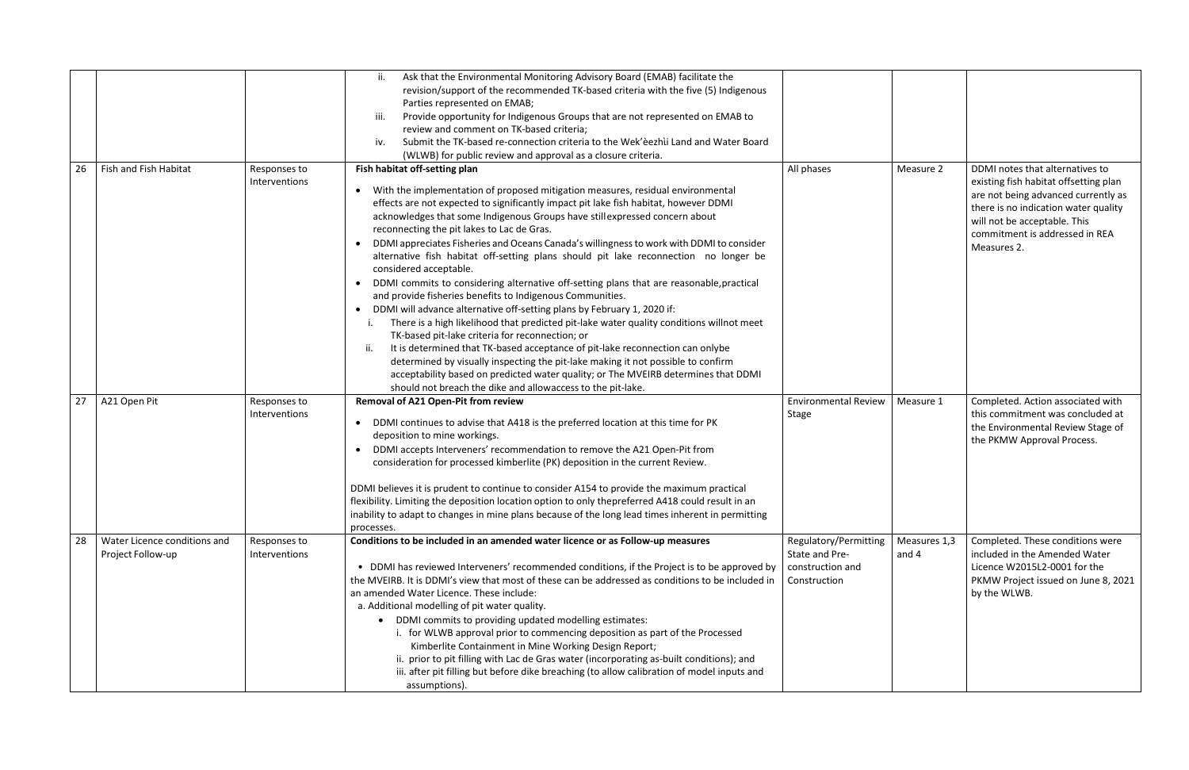| | | | | | | |
|---|---|---|---|---|---|---|
| | | | ii. Ask that the Environmental Monitoring Advisory Board (EMAB) facilitate the revision/support of the recommended TK-based criteria with the five (5) Indigenous Parties represented on EMAB;<br>iii. Provide opportunity for Indigenous Groups that are not represented on EMAB to review and comment on TK-based criteria;<br>iv. Submit the TK-based re-connection criteria to the Wek'èezhìi Land and Water Board (WLWB) for public review and approval as a closure criteria. | | | |
| 26 | Fish and Fish Habitat | Responses to Interventions | **Fish habitat off-setting plan**<br>• With the implementation of proposed mitigation measures, residual environmental effects are not expected to significantly impact pit lake fish habitat, however DDMI acknowledges that some Indigenous Groups have still expressed concern about reconnecting the pit lakes to Lac de Gras.<br>• DDMI appreciates Fisheries and Oceans Canada's willingness to work with DDMI to consider alternative fish habitat off-setting plans should pit lake reconnection no longer be considered acceptable.<br>• DDMI commits to considering alternative off-setting plans that are reasonable, practical and provide fisheries benefits to Indigenous Communities.<br>• DDMI will advance alternative off-setting plans by February 1, 2020 if:<br>i. There is a high likelihood that predicted pit-lake water quality conditions will not meet TK-based pit-lake criteria for reconnection; or<br>ii. It is determined that TK-based acceptance of pit-lake reconnection can only be determined by visually inspecting the pit-lake making it not possible to confirm acceptability based on predicted water quality; or The MVEIRB determines that DDMI should not breach the dike and allow access to the pit-lake. | All phases | Measure 2 | DDMI notes that alternatives to existing fish habitat offsetting plan are not being advanced currently as there is no indication water quality will not be acceptable. This commitment is addressed in REA Measures 2. |
| 27 | A21 Open Pit | Responses to Interventions | **Removal of A21 Open-Pit from review**<br>• DDMI continues to advise that A418 is the preferred location at this time for PK deposition to mine workings.<br>• DDMI accepts Interveners' recommendation to remove the A21 Open-Pit from consideration for processed kimberlite (PK) deposition in the current Review.<br><br>DDMI believes it is prudent to continue to consider A154 to provide the maximum practical flexibility. Limiting the deposition location option to only the preferred A418 could result in an inability to adapt to changes in mine plans because of the long lead times inherent in permitting processes. | Environmental Review Stage | Measure 1 | Completed. Action associated with this commitment was concluded at the Environmental Review Stage of the PKMW Approval Process. |
| 28 | Water Licence conditions and Project Follow-up | Responses to Interventions | **Conditions to be included in an amended water licence or as Follow-up measures**<br>• DDMI has reviewed Interveners' recommended conditions, if the Project is to be approved by the MVEIRB. It is DDMI's view that most of these can be addressed as conditions to be included in an amended Water Licence. These include:<br>a. Additional modelling of pit water quality.<br>• DDMI commits to providing updated modelling estimates:<br>i. for WLWB approval prior to commencing deposition as part of the Processed Kimberlite Containment in Mine Working Design Report;<br>ii. prior to pit filling with Lac de Gras water (incorporating as-built conditions); and<br>iii. after pit filling but before dike breaching (to allow calibration of model inputs and assumptions). | Regulatory/Permitting State and Pre-construction and Construction | Measures 1,3 and 4 | Completed. These conditions were included in the Amended Water Licence W2015L2-0001 for the PKMW Project issued on June 8, 2021 by the WLWB. |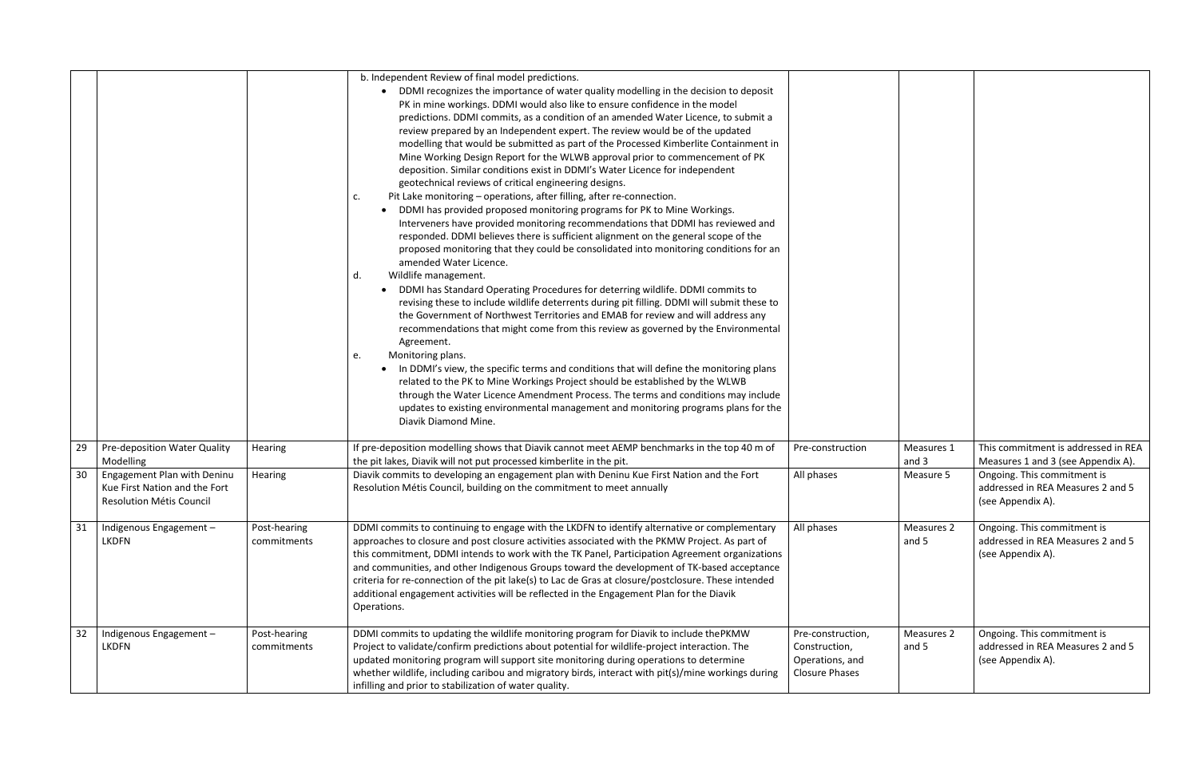| | | | | | | |
|---|---|---|---|---|---|---|
| | | | b. Independent Review of final model predictions.<br>• DDMI recognizes the importance of water quality modelling in the decision to deposit PK in mine workings. DDMI would also like to ensure confidence in the model predictions. DDMI commits, as a condition of an amended Water Licence, to submit a review prepared by an Independent expert. The review would be of the updated modelling that would be submitted as part of the Processed Kimberlite Containment in Mine Working Design Report for the WLWB approval prior to commencement of PK deposition. Similar conditions exist in DDMI's Water Licence for independent geotechnical reviews of critical engineering designs.<br>c. Pit Lake monitoring – operations, after filling, after re-connection.<br>• DDMI has provided proposed monitoring programs for PK to Mine Workings. Interveners have provided monitoring recommendations that DDMI has reviewed and responded. DDMI believes there is sufficient alignment on the general scope of the proposed monitoring that they could be consolidated into monitoring conditions for an amended Water Licence.<br>d. Wildlife management.<br>• DDMI has Standard Operating Procedures for deterring wildlife. DDMI commits to revising these to include wildlife deterrents during pit filling. DDMI will submit these to the Government of Northwest Territories and EMAB for review and will address any recommendations that might come from this review as governed by the Environmental Agreement.<br>e. Monitoring plans.<br>• In DDMI's view, the specific terms and conditions that will define the monitoring plans related to the PK to Mine Workings Project should be established by the WLWB through the Water Licence Amendment Process. The terms and conditions may include updates to existing environmental management and monitoring programs plans for the Diavik Diamond Mine. | | | |
| 29 | Pre-deposition Water Quality Modelling | Hearing | If pre-deposition modelling shows that Diavik cannot meet AEMP benchmarks in the top 40 m of the pit lakes, Diavik will not put processed kimberlite in the pit. | Pre-construction | Measures 1 and 3 | This commitment is addressed in REA Measures 1 and 3 (see Appendix A). |
| 30 | Engagement Plan with Deninu Kue First Nation and the Fort Resolution Métis Council | Hearing | Diavik commits to developing an engagement plan with Deninu Kue First Nation and the Fort Resolution Métis Council, building on the commitment to meet annually | All phases | Measure 5 | Ongoing. This commitment is addressed in REA Measures 2 and 5 (see Appendix A). |
| 31 | Indigenous Engagement – LKDFN | Post-hearing commitments | DDMI commits to continuing to engage with the LKDFN to identify alternative or complementary approaches to closure and post closure activities associated with the PKMW Project. As part of this commitment, DDMI intends to work with the TK Panel, Participation Agreement organizations and communities, and other Indigenous Groups toward the development of TK-based acceptance criteria for re-connection of the pit lake(s) to Lac de Gras at closure/postclosure. These intended additional engagement activities will be reflected in the Engagement Plan for the Diavik Operations. | All phases | Measures 2 and 5 | Ongoing. This commitment is addressed in REA Measures 2 and 5 (see Appendix A). |
| 32 | Indigenous Engagement – LKDFN | Post-hearing commitments | DDMI commits to updating the wildlife monitoring program for Diavik to include thePKMW Project to validate/confirm predictions about potential for wildlife-project interaction. The updated monitoring program will support site monitoring during operations to determine whether wildlife, including caribou and migratory birds, interact with pit(s)/mine workings during infilling and prior to stabilization of water quality. | Pre-construction, Construction, Operations, and Closure Phases | Measures 2 and 5 | Ongoing. This commitment is addressed in REA Measures 2 and 5 (see Appendix A). |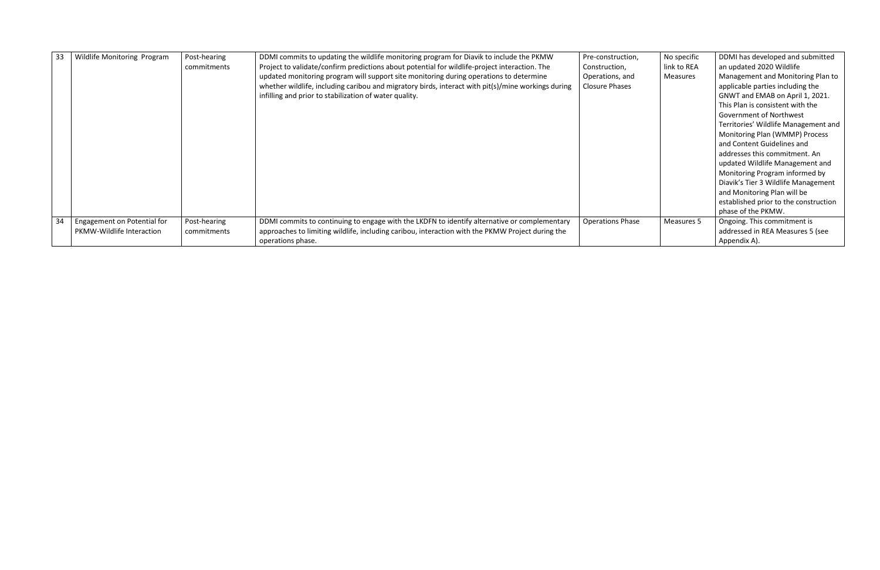| | | | | | | |
|---|---|---|---|---|---|---|
| 33 | Wildlife Monitoring Program | Post-hearing commitments | DDMI commits to updating the wildlife monitoring program for Diavik to include the PKMW Project to validate/confirm predictions about potential for wildlife-project interaction. The updated monitoring program will support site monitoring during operations to determine whether wildlife, including caribou and migratory birds, interact with pit(s)/mine workings during infilling and prior to stabilization of water quality. | Pre-construction, Construction, Operations, and Closure Phases | No specific link to REA Measures | DDMI has developed and submitted an updated 2020 Wildlife Management and Monitoring Plan to applicable parties including the GNWT and EMAB on April 1, 2021. This Plan is consistent with the Government of Northwest Territories' Wildlife Management and Monitoring Plan (WMMP) Process and Content Guidelines and addresses this commitment. An updated Wildlife Management and Monitoring Program informed by Diavik's Tier 3 Wildlife Management and Monitoring Plan will be established prior to the construction phase of the PKMW. |
| 34 | Engagement on Potential for PKMW-Wildlife Interaction | Post-hearing commitments | DDMI commits to continuing to engage with the LKDFN to identify alternative or complementary approaches to limiting wildlife, including caribou, interaction with the PKMW Project during the operations phase. | Operations Phase | Measures 5 | Ongoing. This commitment is addressed in REA Measures 5 (see Appendix A). |